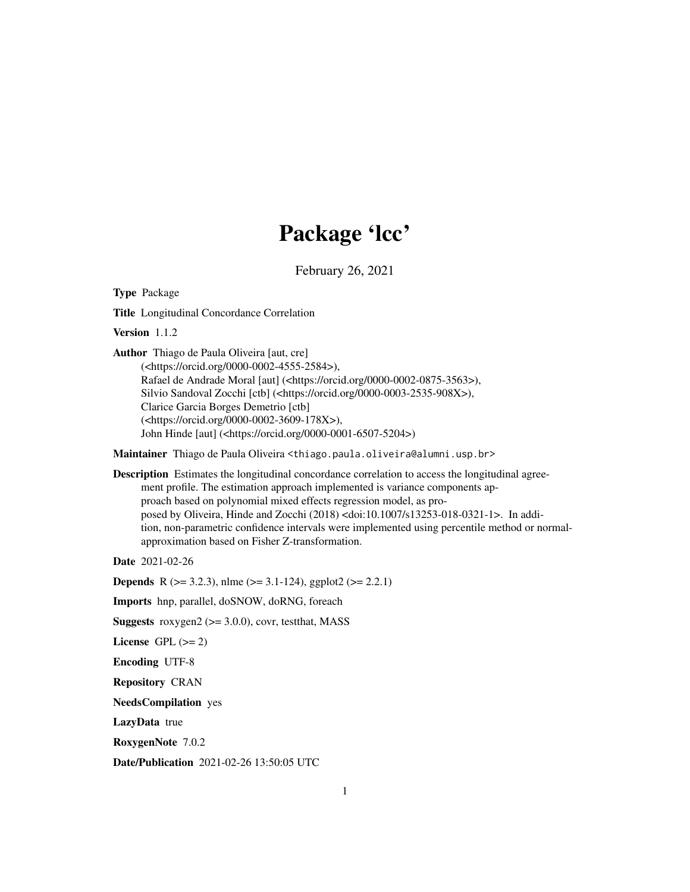# Package 'lcc'

February 26, 2021

**Type** Package

**Title** Longitudinal Concordance Correlation

**Version** 1.1.2

**Author** Thiago de Paula Oliveira [aut, cre] (<https://orcid.org/0000-0002-4555-2584>), Rafael de Andrade Moral [aut] (<https://orcid.org/0000-0002-0875-3563>), Silvio Sandoval Zocchi [ctb] (<https://orcid.org/0000-0003-2535-908X>), Clarice Garcia Borges Demetrio [ctb] (<https://orcid.org/0000-0002-3609-178X>), John Hinde [aut] (<https://orcid.org/0000-0001-6507-5204>)

**Maintainer** Thiago de Paula Oliveira <thiago.paula.oliveira@alumni.usp.br>

**Description** Estimates the longitudinal concordance correlation to access the longitudinal agreement profile. The estimation approach implemented is variance components approach based on polynomial mixed effects regression model, as proposed by Oliveira, Hinde and Zocchi (2018) <doi:10.1007/s13253-018-0321-1>. In addition, non-parametric confidence intervals were implemented using percentile method or normal-approximation based on Fisher Z-transformation.

**Date** 2021-02-26

**Depends** R (>= 3.2.3), nlme (>= 3.1-124), ggplot2 (>= 2.2.1)

**Imports** hnp, parallel, doSNOW, doRNG, foreach

**Suggests** roxygen2 (>= 3.0.0), covr, testthat, MASS

**License** GPL (>= 2)

**Encoding** UTF-8

**Repository** CRAN

**NeedsCompilation** yes

**LazyData** true

**RoxygenNote** 7.0.2

**Date/Publication** 2021-02-26 13:50:05 UTC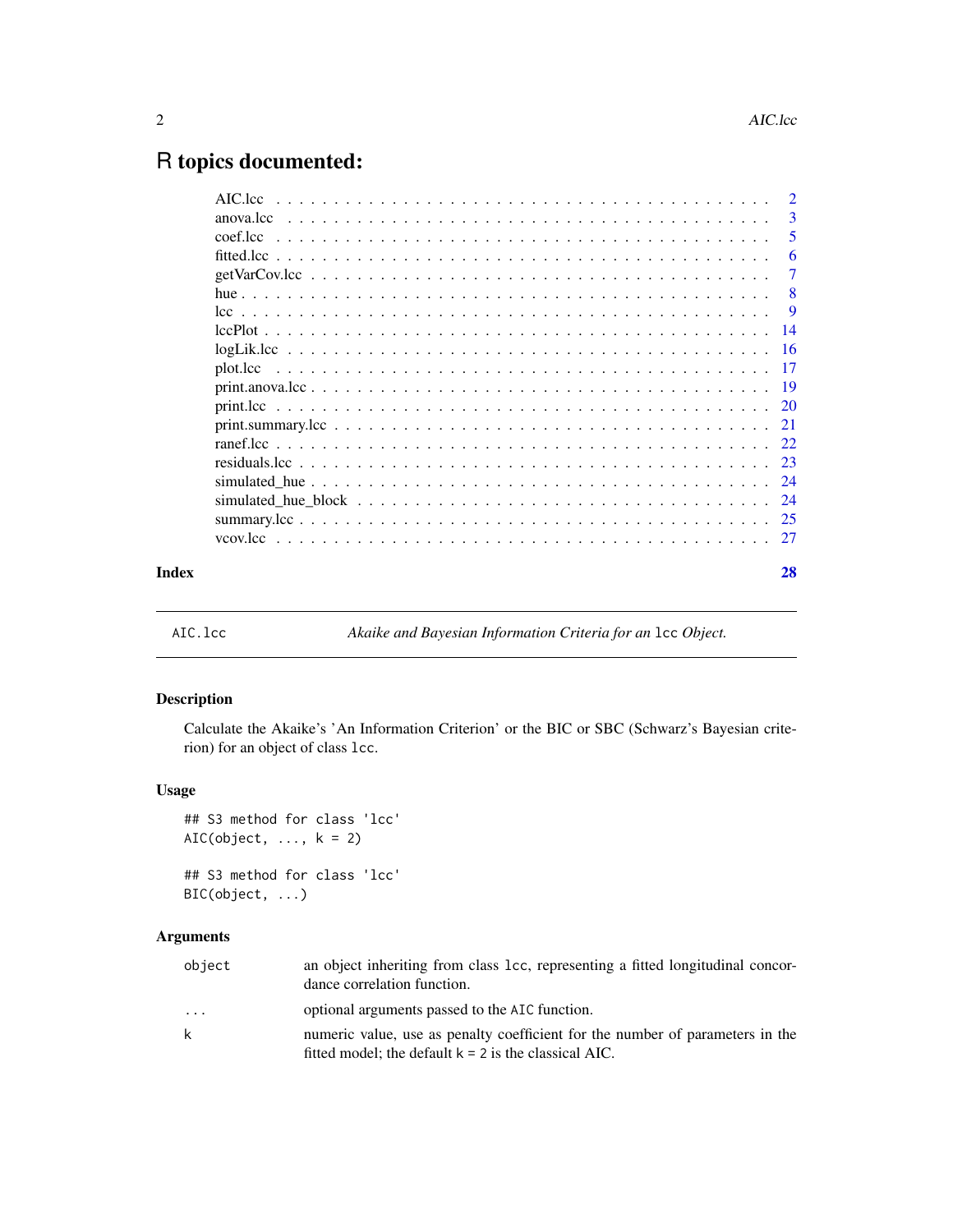# R topics documented:

| | |
|---|---|
| AIC.lcc | 2 |
| anova.lcc | 3 |
| coef.lcc | 5 |
| fitted.lcc | 6 |
| getVarCov.lcc | 7 |
| hue | 8 |
| lcc | 9 |
| lccPlot | 14 |
| logLik.lcc | 16 |
| plot.lcc | 17 |
| print.anova.lcc | 19 |
| print.lcc | 20 |
| print.summary.lcc | 21 |
| ranef.lcc | 22 |
| residuals.lcc | 23 |
| simulated_hue | 24 |
| simulated_hue_block | 24 |
| summary.lcc | 25 |
| vcov.lcc | 27 |
| **Index** | **28** |

---

AIC.lcc — *Akaike and Bayesian Information Criteria for an* lcc *Object.*

---

## Description

Calculate the Akaike's 'An Information Criterion' or the BIC or SBC (Schwarz's Bayesian criterion) for an object of class lcc.

## Usage

```
## S3 method for class 'lcc'
AIC(object, ..., k = 2)

## S3 method for class 'lcc'
BIC(object, ...)
```

## Arguments

| | |
|---|---|
| object | an object inheriting from class lcc, representing a fitted longitudinal concordance correlation function. |
| ... | optional arguments passed to the AIC function. |
| k | numeric value, use as penalty coefficient for the number of parameters in the fitted model; the default k = 2 is the classical AIC. |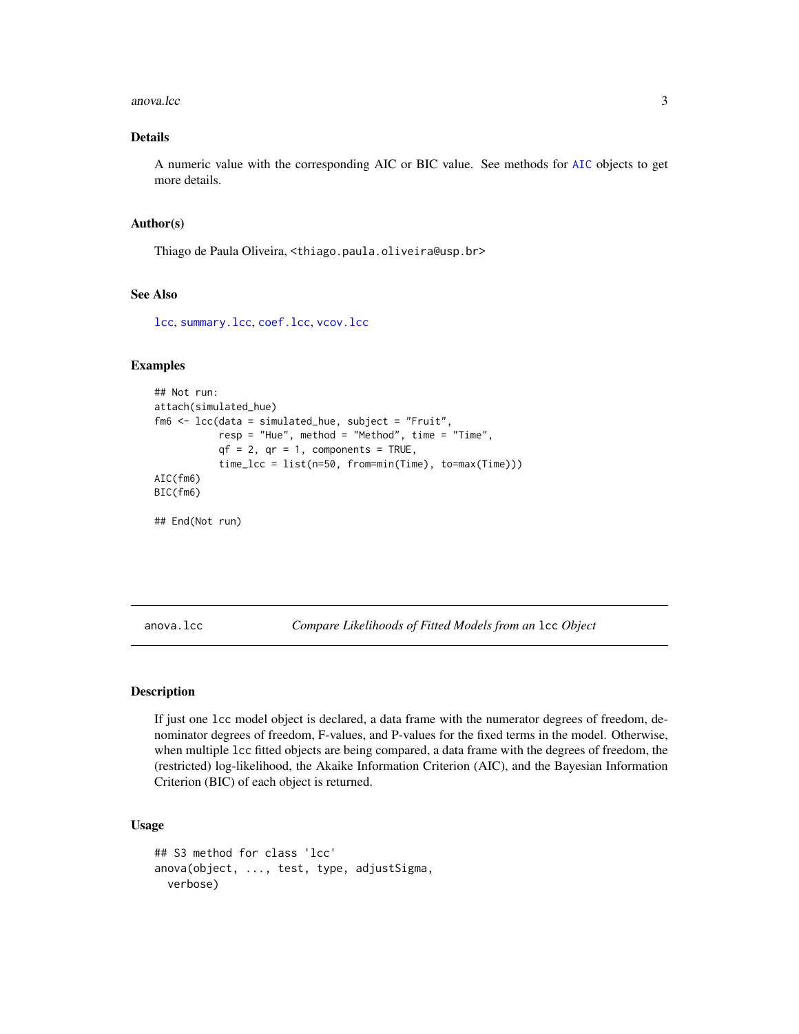## Details

A numeric value with the corresponding AIC or BIC value. See methods for AIC objects to get more details.

## Author(s)

Thiago de Paula Oliveira, <thiago.paula.oliveira@usp.br>

## See Also

lcc, summary.lcc, coef.lcc, vcov.lcc

## Examples

```
## Not run:
attach(simulated_hue)
fm6 <- lcc(data = simulated_hue, subject = "Fruit",
           resp = "Hue", method = "Method", time = "Time",
           qf = 2, qr = 1, components = TRUE,
           time_lcc = list(n=50, from=min(Time), to=max(Time)))
AIC(fm6)
BIC(fm6)

## End(Not run)
```

---

# anova.lcc *Compare Likelihoods of Fitted Models from an* lcc *Object*

## Description

If just one lcc model object is declared, a data frame with the numerator degrees of freedom, denominator degrees of freedom, F-values, and P-values for the fixed terms in the model. Otherwise, when multiple lcc fitted objects are being compared, a data frame with the degrees of freedom, the (restricted) log-likelihood, the Akaike Information Criterion (AIC), and the Bayesian Information Criterion (BIC) of each object is returned.

## Usage

```
## S3 method for class 'lcc'
anova(object, ..., test, type, adjustSigma,
  verbose)
```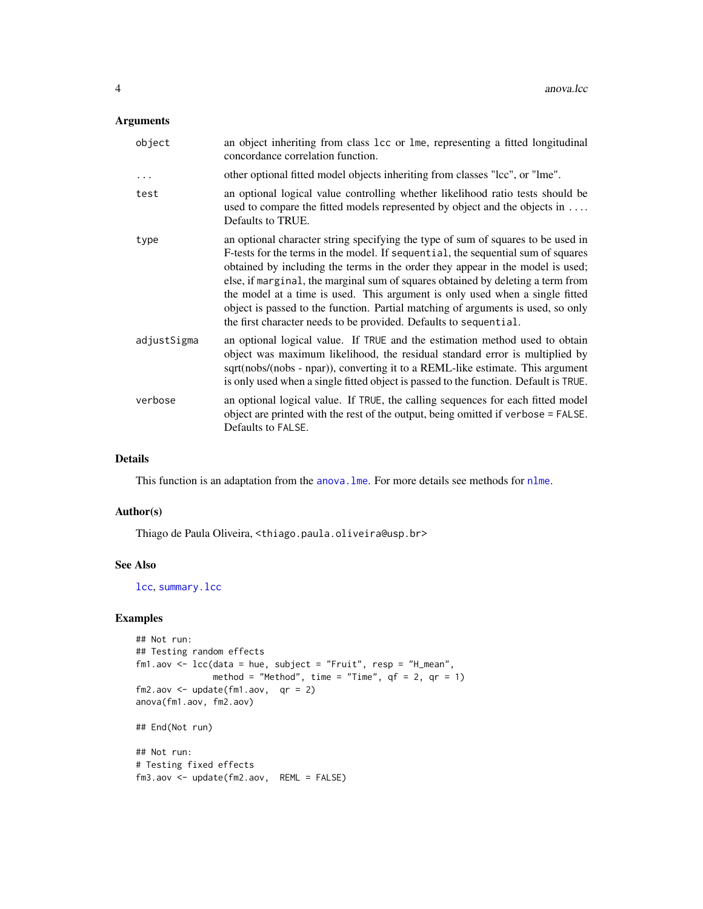## Arguments

- **object**: an object inheriting from class lcc or lme, representing a fitted longitudinal concordance correlation function.
- **...**: other optional fitted model objects inheriting from classes "lcc", or "lme".
- **test**: an optional logical value controlling whether likelihood ratio tests should be used to compare the fitted models represented by object and the objects in .... Defaults to TRUE.
- **type**: an optional character string specifying the type of sum of squares to be used in F-tests for the terms in the model. If sequential, the sequential sum of squares obtained by including the terms in the order they appear in the model is used; else, if marginal, the marginal sum of squares obtained by deleting a term from the model at a time is used. This argument is only used when a single fitted object is passed to the function. Partial matching of arguments is used, so only the first character needs to be provided. Defaults to sequential.
- **adjustSigma**: an optional logical value. If TRUE and the estimation method used to obtain object was maximum likelihood, the residual standard error is multiplied by sqrt(nobs/(nobs - npar)), converting it to a REML-like estimate. This argument is only used when a single fitted object is passed to the function. Default is TRUE.
- **verbose**: an optional logical value. If TRUE, the calling sequences for each fitted model object are printed with the rest of the output, being omitted if verbose = FALSE. Defaults to FALSE.

## Details

This function is an adaptation from the anova.lme. For more details see methods for nlme.

## Author(s)

Thiago de Paula Oliveira, <thiago.paula.oliveira@usp.br>

## See Also

lcc, summary.lcc

## Examples

```
## Not run:
## Testing random effects
fm1.aov <- lcc(data = hue, subject = "Fruit", resp = "H_mean",
               method = "Method", time = "Time", qf = 2, qr = 1)
fm2.aov <- update(fm1.aov,  qr = 2)
anova(fm1.aov, fm2.aov)

## End(Not run)

## Not run:
# Testing fixed effects
fm3.aov <- update(fm2.aov,  REML = FALSE)
```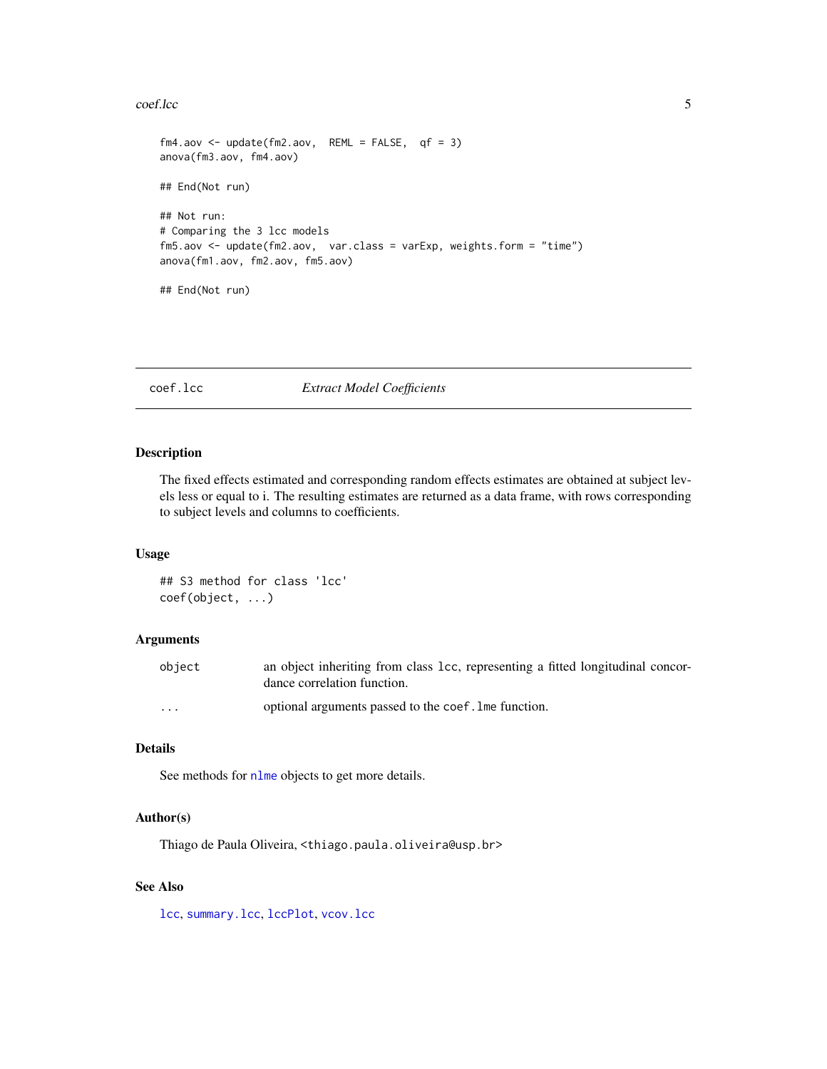```
fm4.aov <- update(fm2.aov,  REML = FALSE,  qf = 3)
anova(fm3.aov, fm4.aov)

## End(Not run)

## Not run:
# Comparing the 3 lcc models
fm5.aov <- update(fm2.aov,  var.class = varExp, weights.form = "time")
anova(fm1.aov, fm2.aov, fm5.aov)

## End(Not run)
```

---

## coef.lcc — *Extract Model Coefficients*

---

### Description

The fixed effects estimated and corresponding random effects estimates are obtained at subject levels less or equal to i. The resulting estimates are returned as a data frame, with rows corresponding to subject levels and columns to coefficients.

### Usage

```
## S3 method for class 'lcc'
coef(object, ...)
```

### Arguments

| | |
|---|---|
| `object` | an object inheriting from class lcc, representing a fitted longitudinal concordance correlation function. |
| `...` | optional arguments passed to the `coef.lme` function. |

### Details

See methods for `nlme` objects to get more details.

### Author(s)

Thiago de Paula Oliveira, <thiago.paula.oliveira@usp.br>

### See Also

`lcc`, `summary.lcc`, `lccPlot`, `vcov.lcc`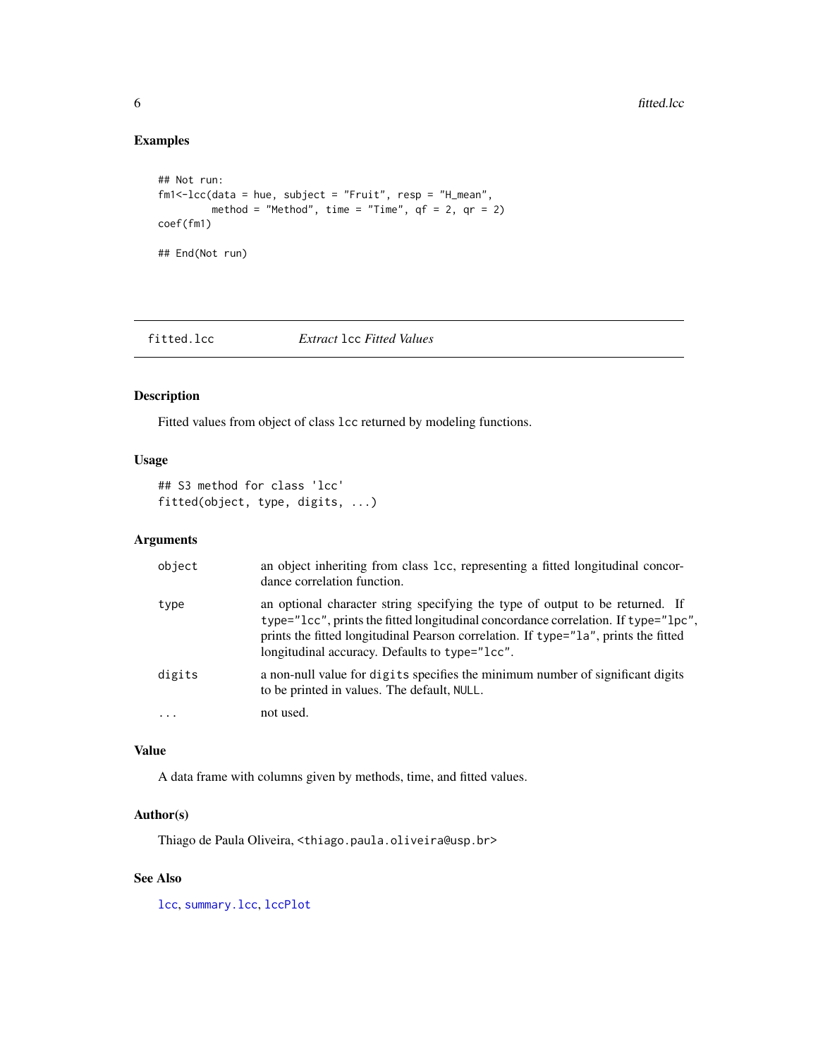## Examples

```
## Not run:
fm1<-lcc(data = hue, subject = "Fruit", resp = "H_mean",
         method = "Method", time = "Time", qf = 2, qr = 2)
coef(fm1)

## End(Not run)
```

---

# fitted.lcc — *Extract* lcc *Fitted Values*

## Description

Fitted values from object of class `lcc` returned by modeling functions.

## Usage

```
## S3 method for class 'lcc'
fitted(object, type, digits, ...)
```

## Arguments

| | |
|---|---|
| `object` | an object inheriting from class `lcc`, representing a fitted longitudinal concordance correlation function. |
| `type` | an optional character string specifying the type of output to be returned. If `type="lcc"`, prints the fitted longitudinal concordance correlation. If `type="lpc"`, prints the fitted longitudinal Pearson correlation. If `type="la"`, prints the fitted longitudinal accuracy. Defaults to `type="lcc"`. |
| `digits` | a non-null value for `digits` specifies the minimum number of significant digits to be printed in values. The default, `NULL`. |
| `...` | not used. |

## Value

A data frame with columns given by methods, time, and fitted values.

## Author(s)

Thiago de Paula Oliveira, <thiago.paula.oliveira@usp.br>

## See Also

`lcc`, `summary.lcc`, `lccPlot`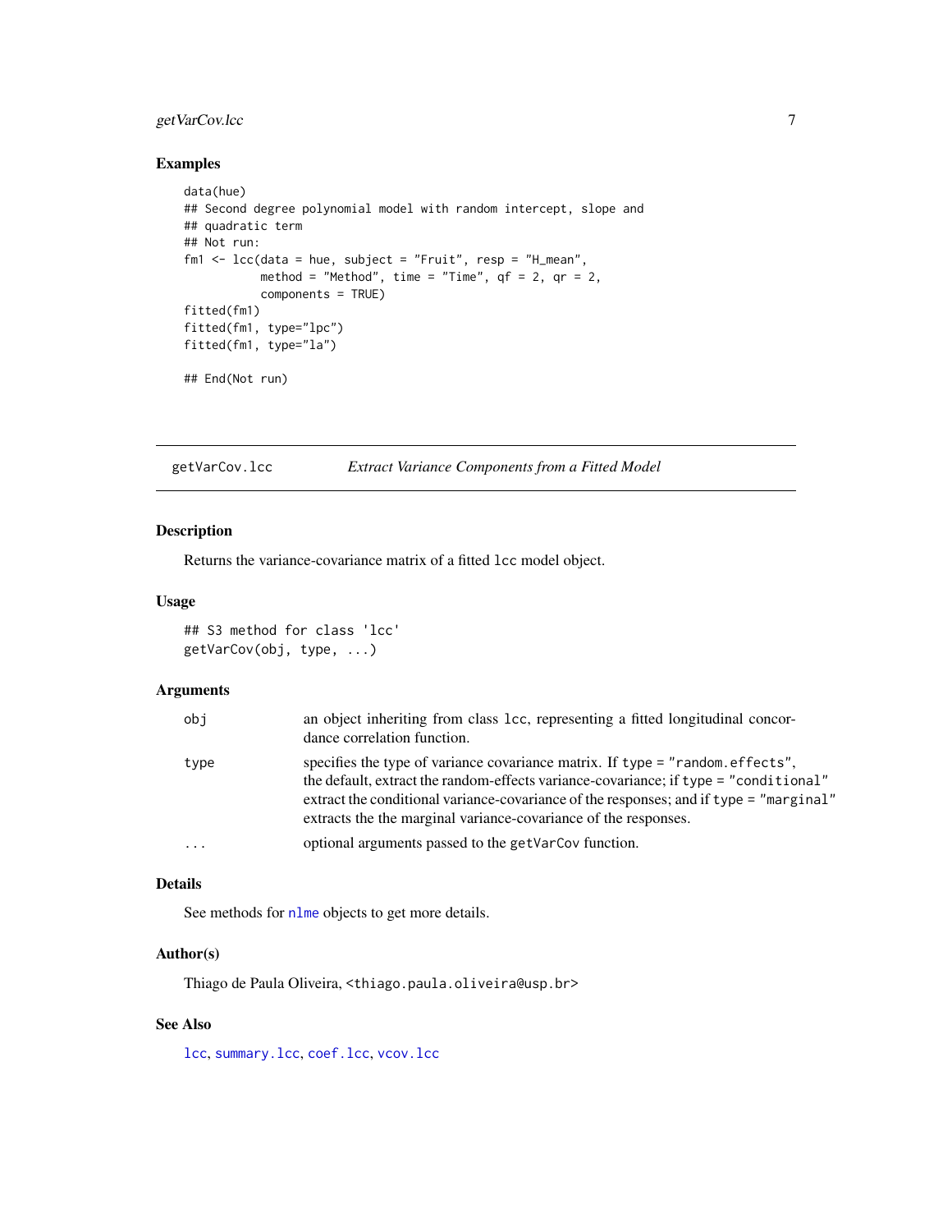### Examples

```
data(hue)
## Second degree polynomial model with random intercept, slope and
## quadratic term
## Not run:
fm1 <- lcc(data = hue, subject = "Fruit", resp = "H_mean",
           method = "Method", time = "Time", qf = 2, qr = 2,
           components = TRUE)
fitted(fm1)
fitted(fm1, type="lpc")
fitted(fm1, type="la")

## End(Not run)
```

---

## getVarCov.lcc — *Extract Variance Components from a Fitted Model*

### Description

Returns the variance-covariance matrix of a fitted `lcc` model object.

### Usage

```
## S3 method for class 'lcc'
getVarCov(obj, type, ...)
```

### Arguments

| | |
|---|---|
| `obj` | an object inheriting from class `lcc`, representing a fitted longitudinal concordance correlation function. |
| `type` | specifies the type of variance covariance matrix. If `type = "random.effects"`, the default, extract the random-effects variance-covariance; if `type = "conditional"` extract the conditional variance-covariance of the responses; and if `type = "marginal"` extracts the the marginal variance-covariance of the responses. |
| `...` | optional arguments passed to the `getVarCov` function. |

### Details

See methods for `nlme` objects to get more details.

### Author(s)

Thiago de Paula Oliveira, <thiago.paula.oliveira@usp.br>

### See Also

`lcc`, `summary.lcc`, `coef.lcc`, `vcov.lcc`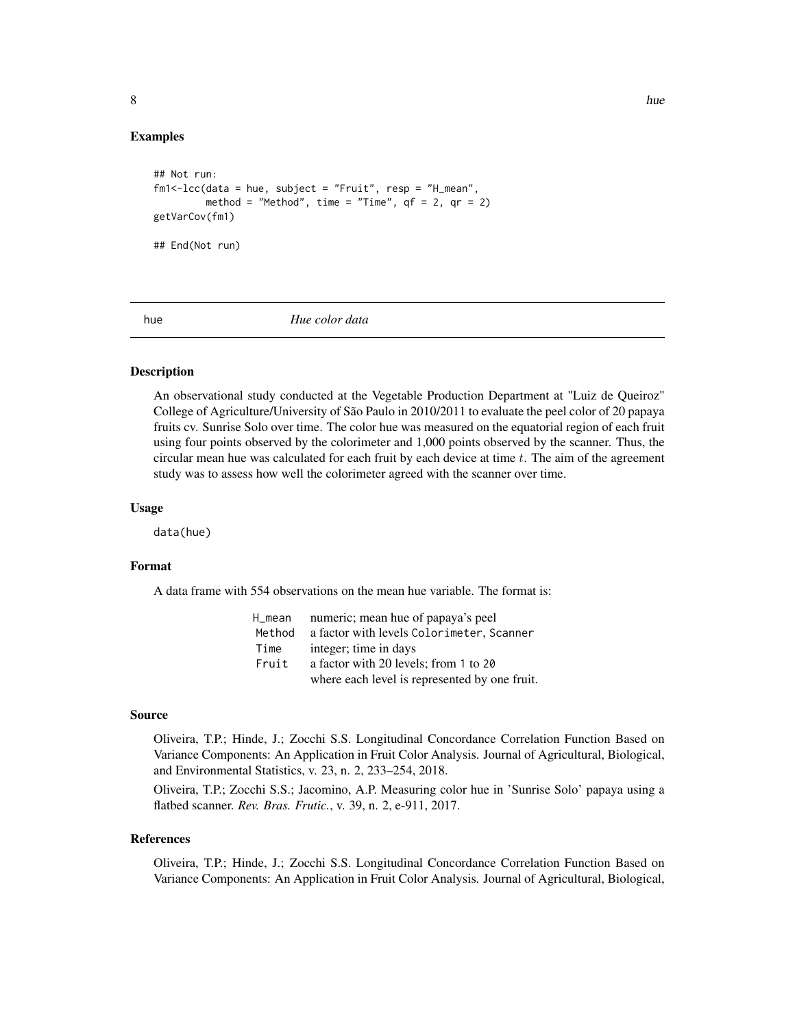## Examples

```
## Not run:
fm1<-lcc(data = hue, subject = "Fruit", resp = "H_mean",
         method = "Method", time = "Time", qf = 2, qr = 2)
getVarCov(fm1)

## End(Not run)
```

---

# hue *Hue color data*

---

## Description

An observational study conducted at the Vegetable Production Department at "Luiz de Queiroz" College of Agriculture/University of São Paulo in 2010/2011 to evaluate the peel color of 20 papaya fruits cv. Sunrise Solo over time. The color hue was measured on the equatorial region of each fruit using four points observed by the colorimeter and 1,000 points observed by the scanner. Thus, the circular mean hue was calculated for each fruit by each device at time $t$. The aim of the agreement study was to assess how well the colorimeter agreed with the scanner over time.

## Usage

```
data(hue)
```

## Format

A data frame with 554 observations on the mean hue variable. The format is:

| | |
|---|---|
| `H_mean` | numeric; mean hue of papaya's peel |
| `Method` | a factor with levels `Colorimeter`, `Scanner` |
| `Time` | integer; time in days |
| `Fruit` | a factor with 20 levels; from `1` to `20` where each level is represented by one fruit. |

## Source

Oliveira, T.P.; Hinde, J.; Zocchi S.S. Longitudinal Concordance Correlation Function Based on Variance Components: An Application in Fruit Color Analysis. Journal of Agricultural, Biological, and Environmental Statistics, v. 23, n. 2, 233–254, 2018.

Oliveira, T.P.; Zocchi S.S.; Jacomino, A.P. Measuring color hue in 'Sunrise Solo' papaya using a flatbed scanner. *Rev. Bras. Frutic.*, v. 39, n. 2, e-911, 2017.

## References

Oliveira, T.P.; Hinde, J.; Zocchi S.S. Longitudinal Concordance Correlation Function Based on Variance Components: An Application in Fruit Color Analysis. Journal of Agricultural, Biological,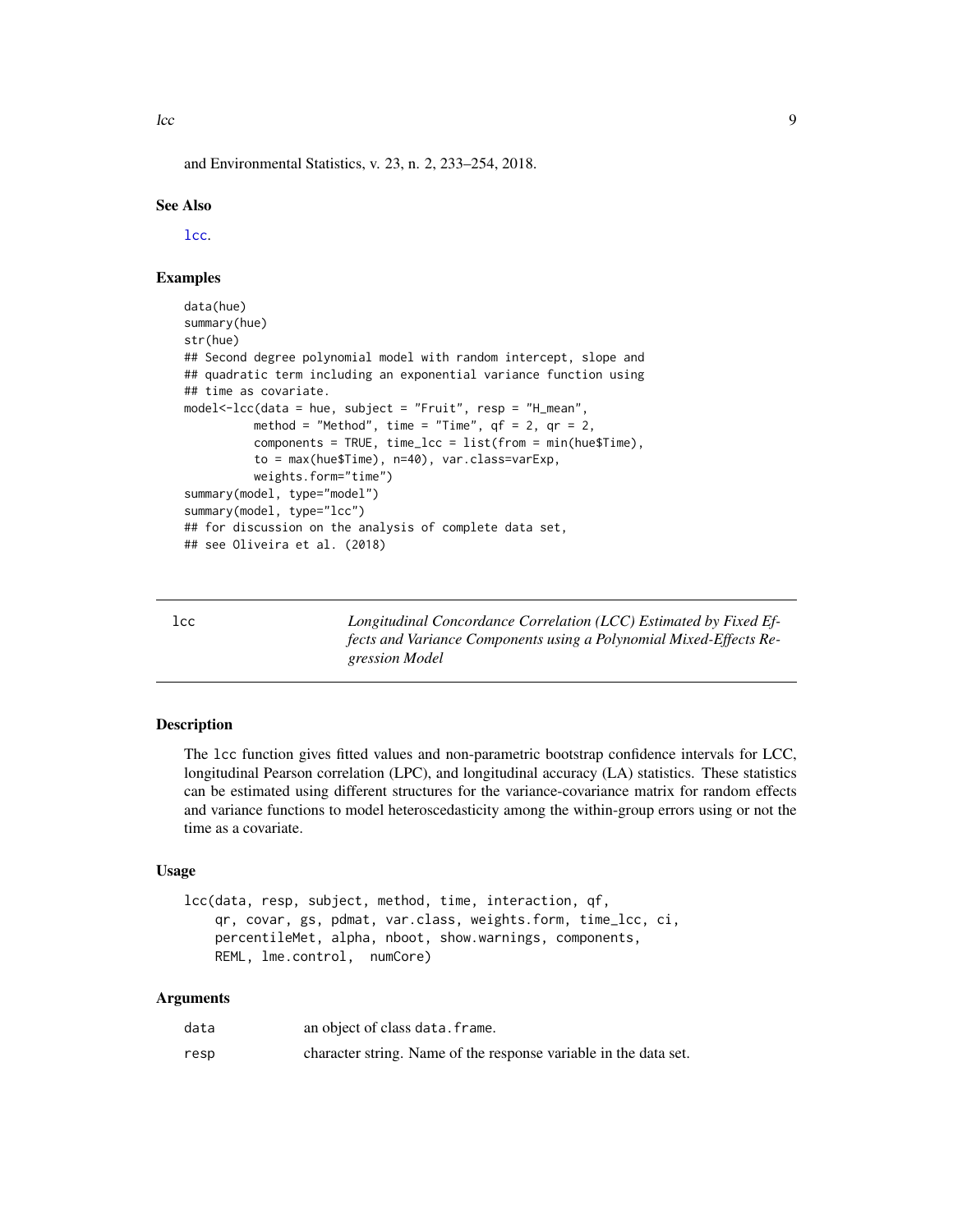and Environmental Statistics, v. 23, n. 2, 233–254, 2018.

## See Also

lcc.

## Examples

```
data(hue)
summary(hue)
str(hue)
## Second degree polynomial model with random intercept, slope and
## quadratic term including an exponential variance function using
## time as covariate.
model<-lcc(data = hue, subject = "Fruit", resp = "H_mean",
          method = "Method", time = "Time", qf = 2, qr = 2,
          components = TRUE, time_lcc = list(from = min(hue$Time),
          to = max(hue$Time), n=40), var.class=varExp,
          weights.form="time")
summary(model, type="model")
summary(model, type="lcc")
## for discussion on the analysis of complete data set,
## see Oliveira et al. (2018)
```

---

# lcc — *Longitudinal Concordance Correlation (LCC) Estimated by Fixed Effects and Variance Components using a Polynomial Mixed-Effects Regression Model*

## Description

The lcc function gives fitted values and non-parametric bootstrap confidence intervals for LCC, longitudinal Pearson correlation (LPC), and longitudinal accuracy (LA) statistics. These statistics can be estimated using different structures for the variance-covariance matrix for random effects and variance functions to model heteroscedasticity among the within-group errors using or not the time as a covariate.

## Usage

```
lcc(data, resp, subject, method, time, interaction, qf,
    qr, covar, gs, pdmat, var.class, weights.form, time_lcc, ci,
    percentileMet, alpha, nboot, show.warnings, components,
    REML, lme.control,  numCore)
```

## Arguments

| | |
|---|---|
| data | an object of class data.frame. |
| resp | character string. Name of the response variable in the data set. |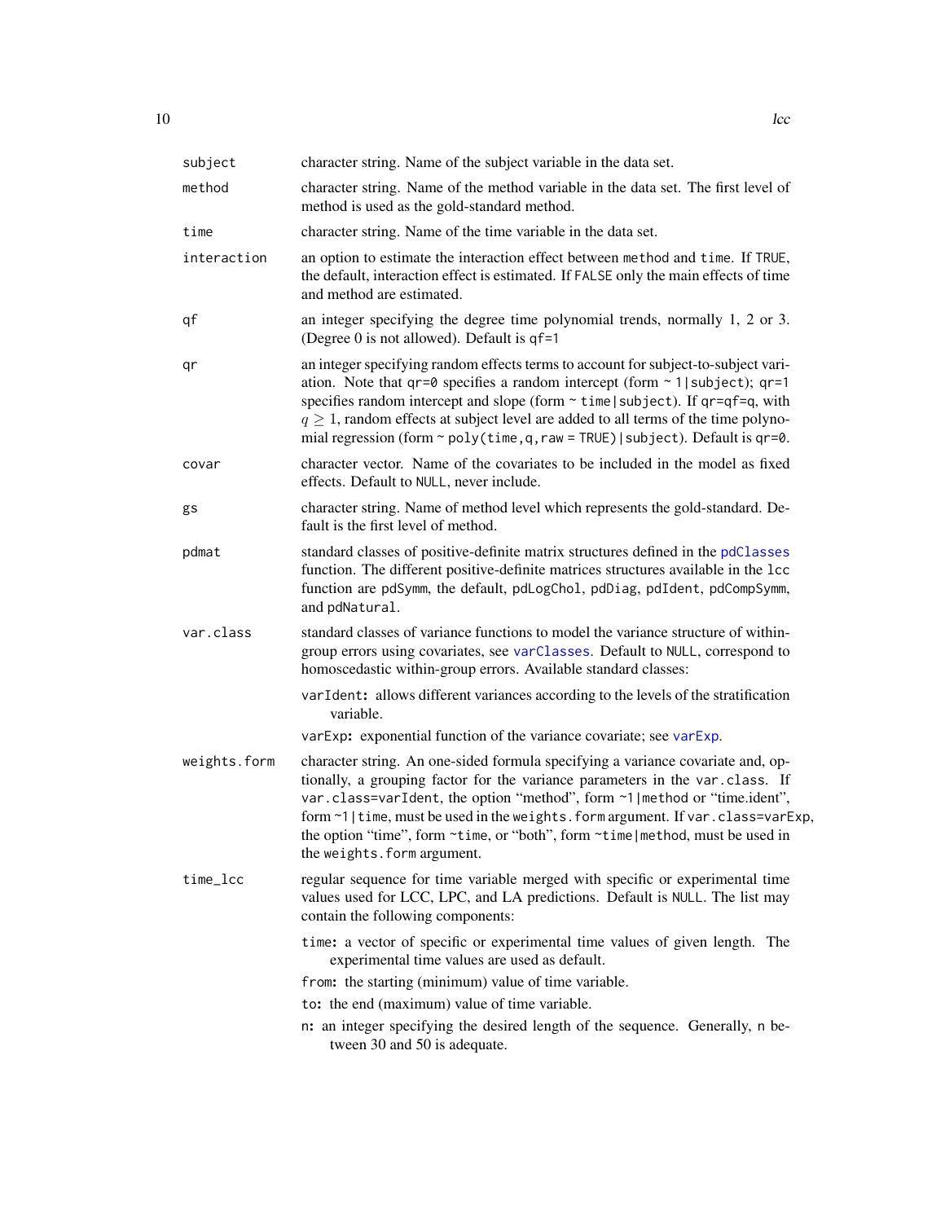| | |
|---|---|
| `subject` | character string. Name of the subject variable in the data set. |
| `method` | character string. Name of the method variable in the data set. The first level of method is used as the gold-standard method. |
| `time` | character string. Name of the time variable in the data set. |
| `interaction` | an option to estimate the interaction effect between `method` and `time`. If `TRUE`, the default, interaction effect is estimated. If `FALSE` only the main effects of time and method are estimated. |
| `qf` | an integer specifying the degree time polynomial trends, normally 1, 2 or 3. (Degree 0 is not allowed). Default is `qf=1` |
| `qr` | an integer specifying random effects terms to account for subject-to-subject variation. Note that `qr=0` specifies a random intercept (form `~ 1|subject`); `qr=1` specifies random intercept and slope (form `~ time|subject`). If `qr=qf=q`, with $q \geq 1$, random effects at subject level are added to all terms of the time polynomial regression (form `~ poly(time,q,raw = TRUE)|subject`). Default is `qr=0`. |
| `covar` | character vector. Name of the covariates to be included in the model as fixed effects. Default to `NULL`, never include. |
| `gs` | character string. Name of method level which represents the gold-standard. Default is the first level of method. |
| `pdmat` | standard classes of positive-definite matrix structures defined in the `pdClasses` function. The different positive-definite matrices structures available in the `lcc` function are `pdSymm`, the default, `pdLogChol`, `pdDiag`, `pdIdent`, `pdCompSymm`, and `pdNatural`. |
| `var.class` | standard classes of variance functions to model the variance structure of within-group errors using covariates, see `varClasses`. Default to `NULL`, correspond to homoscedastic within-group errors. Available standard classes:<br>**`varIdent`:** allows different variances according to the levels of the stratification variable.<br>**`varExp`:** exponential function of the variance covariate; see `varExp`. |
| `weights.form` | character string. An one-sided formula specifying a variance covariate and, optionally, a grouping factor for the variance parameters in the `var.class`. If `var.class=varIdent`, the option "method", form `~1|method` or "time.ident", form `~1|time`, must be used in the `weights.form` argument. If `var.class=varExp`, the option "time", form `~time`, or "both", form `~time|method`, must be used in the `weights.form` argument. |
| `time_lcc` | regular sequence for time variable merged with specific or experimental time values used for LCC, LPC, and LA predictions. Default is `NULL`. The list may contain the following components:<br>**`time`:** a vector of specific or experimental time values of given length. The experimental time values are used as default.<br>**`from`:** the starting (minimum) value of time variable.<br>**`to`:** the end (maximum) value of time variable.<br>**`n`:** an integer specifying the desired length of the sequence. Generally, `n` between 30 and 50 is adequate. |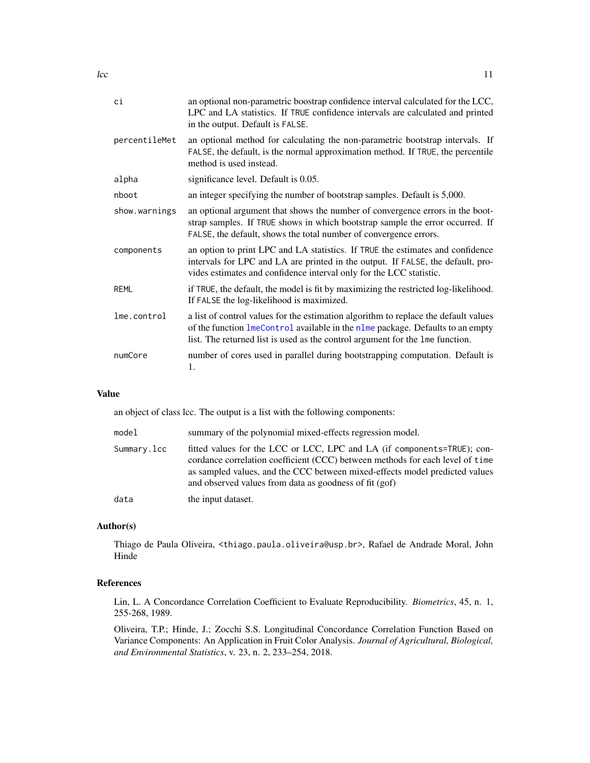| | |
|---|---|
| `ci` | an optional non-parametric boostrap confidence interval calculated for the LCC, LPC and LA statistics. If `TRUE` confidence intervals are calculated and printed in the output. Default is `FALSE`. |
| `percentileMet` | an optional method for calculating the non-parametric bootstrap intervals. If `FALSE`, the default, is the normal approximation method. If `TRUE`, the percentile method is used instead. |
| `alpha` | significance level. Default is 0.05. |
| `nboot` | an integer specifying the number of bootstrap samples. Default is 5,000. |
| `show.warnings` | an optional argument that shows the number of convergence errors in the bootstrap samples. If `TRUE` shows in which bootstrap sample the error occurred. If `FALSE`, the default, shows the total number of convergence errors. |
| `components` | an option to print LPC and LA statistics. If `TRUE` the estimates and confidence intervals for LPC and LA are printed in the output. If `FALSE`, the default, provides estimates and confidence interval only for the LCC statistic. |
| `REML` | if `TRUE`, the default, the model is fit by maximizing the restricted log-likelihood. If `FALSE` the log-likelihood is maximized. |
| `lme.control` | a list of control values for the estimation algorithm to replace the default values of the function `lmeControl` available in the `nlme` package. Defaults to an empty list. The returned list is used as the control argument for the `lme` function. |
| `numCore` | number of cores used in parallel during bootstrapping computation. Default is 1. |

## Value

an object of class lcc. The output is a list with the following components:

| | |
|---|---|
| `model` | summary of the polynomial mixed-effects regression model. |
| `Summary.lcc` | fitted values for the LCC or LCC, LPC and LA (if `components=TRUE`); concordance correlation coefficient (CCC) between methods for each level of `time` as sampled values, and the CCC between mixed-effects model predicted values and observed values from data as goodness of fit (gof) |
| `data` | the input dataset. |

## Author(s)

Thiago de Paula Oliveira, <thiago.paula.oliveira@usp.br>, Rafael de Andrade Moral, John Hinde

## References

Lin, L. A Concordance Correlation Coefficient to Evaluate Reproducibility. *Biometrics*, 45, n. 1, 255-268, 1989.

Oliveira, T.P.; Hinde, J.; Zocchi S.S. Longitudinal Concordance Correlation Function Based on Variance Components: An Application in Fruit Color Analysis. *Journal of Agricultural, Biological, and Environmental Statistics*, v. 23, n. 2, 233–254, 2018.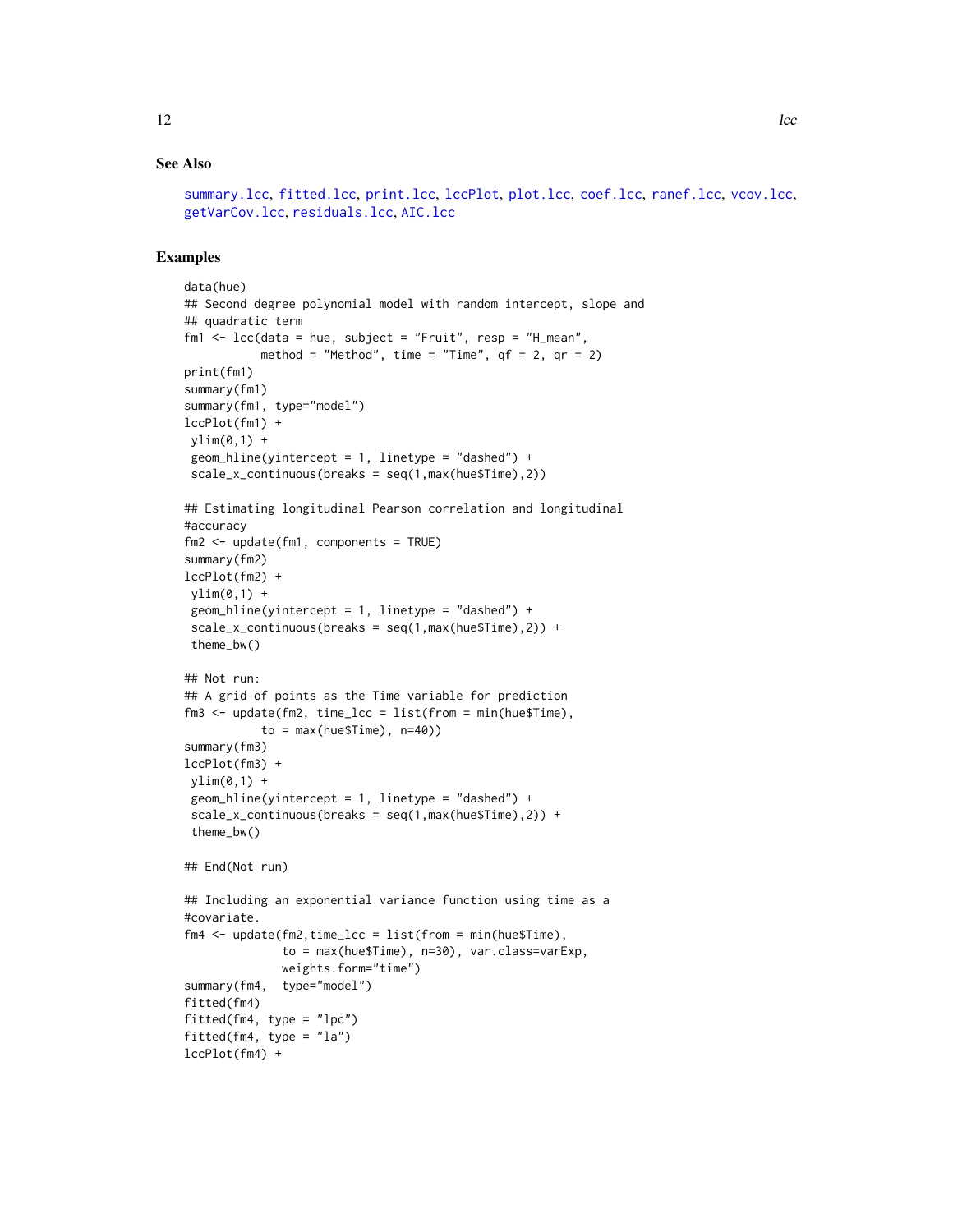## See Also

summary.lcc, fitted.lcc, print.lcc, lccPlot, plot.lcc, coef.lcc, ranef.lcc, vcov.lcc, getVarCov.lcc, residuals.lcc, AIC.lcc

## Examples

```
data(hue)
## Second degree polynomial model with random intercept, slope and
## quadratic term
fm1 <- lcc(data = hue, subject = "Fruit", resp = "H_mean",
           method = "Method", time = "Time", qf = 2, qr = 2)
print(fm1)
summary(fm1)
summary(fm1, type="model")
lccPlot(fm1) +
 ylim(0,1) +
 geom_hline(yintercept = 1, linetype = "dashed") +
 scale_x_continuous(breaks = seq(1,max(hue$Time),2))

## Estimating longitudinal Pearson correlation and longitudinal
#accuracy
fm2 <- update(fm1, components = TRUE)
summary(fm2)
lccPlot(fm2) +
 ylim(0,1) +
 geom_hline(yintercept = 1, linetype = "dashed") +
 scale_x_continuous(breaks = seq(1,max(hue$Time),2)) +
 theme_bw()

## Not run:
## A grid of points as the Time variable for prediction
fm3 <- update(fm2, time_lcc = list(from = min(hue$Time),
           to = max(hue$Time), n=40))
summary(fm3)
lccPlot(fm3) +
 ylim(0,1) +
 geom_hline(yintercept = 1, linetype = "dashed") +
 scale_x_continuous(breaks = seq(1,max(hue$Time),2)) +
 theme_bw()

## End(Not run)

## Including an exponential variance function using time as a
#covariate.
fm4 <- update(fm2,time_lcc = list(from = min(hue$Time),
              to = max(hue$Time), n=30), var.class=varExp,
              weights.form="time")
summary(fm4,  type="model")
fitted(fm4)
fitted(fm4, type = "lpc")
fitted(fm4, type = "la")
lccPlot(fm4) +
```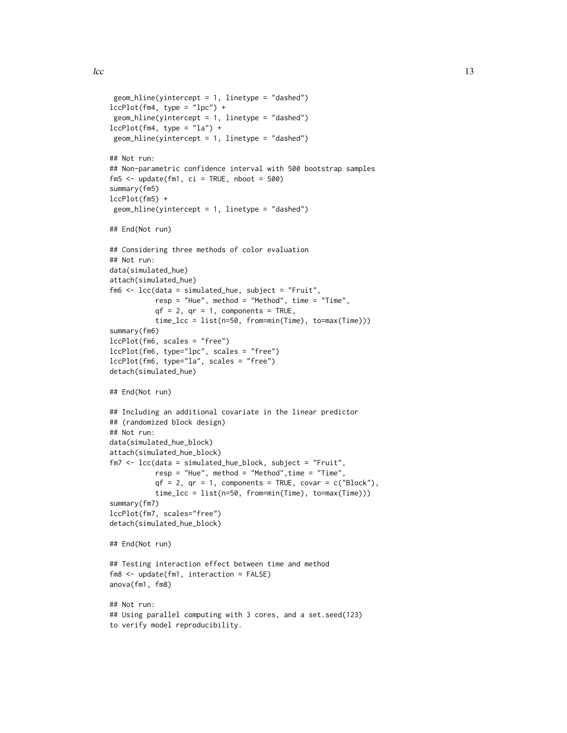```
 geom_hline(yintercept = 1, linetype = "dashed")
lccPlot(fm4, type = "lpc") +
 geom_hline(yintercept = 1, linetype = "dashed")
lccPlot(fm4, type = "la") +
 geom_hline(yintercept = 1, linetype = "dashed")

## Not run:
## Non-parametric confidence interval with 500 bootstrap samples
fm5 <- update(fm1, ci = TRUE, nboot = 500)
summary(fm5)
lccPlot(fm5) +
 geom_hline(yintercept = 1, linetype = "dashed")

## End(Not run)

## Considering three methods of color evaluation
## Not run:
data(simulated_hue)
attach(simulated_hue)
fm6 <- lcc(data = simulated_hue, subject = "Fruit",
           resp = "Hue", method = "Method", time = "Time",
           qf = 2, qr = 1, components = TRUE,
           time_lcc = list(n=50, from=min(Time), to=max(Time)))
summary(fm6)
lccPlot(fm6, scales = "free")
lccPlot(fm6, type="lpc", scales = "free")
lccPlot(fm6, type="la", scales = "free")
detach(simulated_hue)

## End(Not run)

## Including an additional covariate in the linear predictor
## (randomized block design)
## Not run:
data(simulated_hue_block)
attach(simulated_hue_block)
fm7 <- lcc(data = simulated_hue_block, subject = "Fruit",
           resp = "Hue", method = "Method",time = "Time",
           qf = 2, qr = 1, components = TRUE, covar = c("Block"),
           time_lcc = list(n=50, from=min(Time), to=max(Time)))
summary(fm7)
lccPlot(fm7, scales="free")
detach(simulated_hue_block)

## End(Not run)

## Testing interaction effect between time and method
fm8 <- update(fm1, interaction = FALSE)
anova(fm1, fm8)

## Not run:
## Using parallel computing with 3 cores, and a set.seed(123)
to verify model reproducibility.
```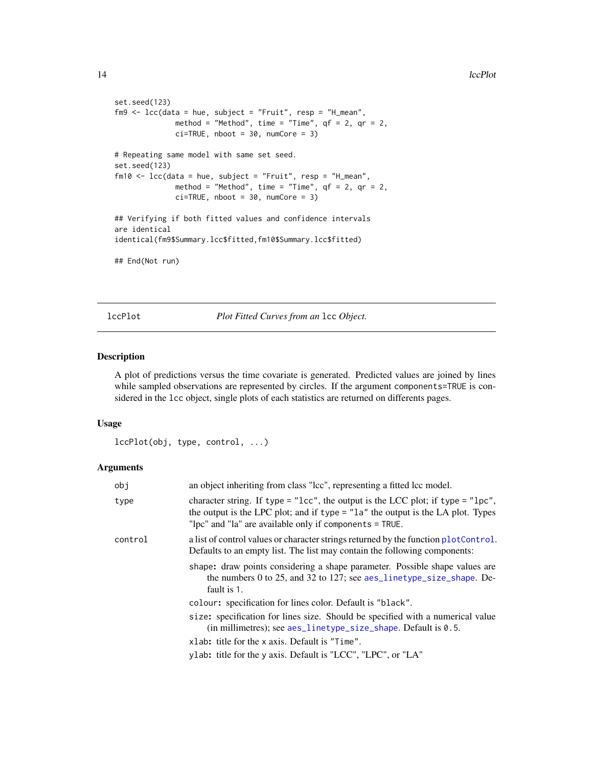```
set.seed(123)
fm9 <- lcc(data = hue, subject = "Fruit", resp = "H_mean",
           method = "Method", time = "Time", qf = 2, qr = 2,
           ci=TRUE, nboot = 30, numCore = 3)

# Repeating same model with same set seed.
set.seed(123)
fm10 <- lcc(data = hue, subject = "Fruit", resp = "H_mean",
            method = "Method", time = "Time", qf = 2, qr = 2,
            ci=TRUE, nboot = 30, numCore = 3)

## Verifying if both fitted values and confidence intervals
are identical
identical(fm9$Summary.lcc$fitted,fm10$Summary.lcc$fitted)

## End(Not run)
```

---

lccPlot — *Plot Fitted Curves from an* `lcc` *Object.*

---

### Description

A plot of predictions versus the time covariate is generated. Predicted values are joined by lines while sampled observations are represented by circles. If the argument `components=TRUE` is considered in the `lcc` object, single plots of each statistics are returned on differents pages.

### Usage

```
lccPlot(obj, type, control, ...)
```

### Arguments

| | |
|---|---|
| `obj` | an object inheriting from class "lcc", representing a fitted lcc model. |
| `type` | character string. If `type = "lcc"`, the output is the LCC plot; if `type = "lpc"`, the output is the LPC plot; and if `type = "la"` the output is the LA plot. Types "lpc" and "la" are available only if `components = TRUE`. |
| `control` | a list of control values or character strings returned by the function `plotControl`. Defaults to an empty list. The list may contain the following components: |

- **`shape`:** draw points considering a shape parameter. Possible shape values are the numbers 0 to 25, and 32 to 127; see `aes_linetype_size_shape`. Default is `1`.
- **`colour`:** specification for lines color. Default is `"black"`.
- **`size`:** specification for lines size. Should be specified with a numerical value (in millimetres); see `aes_linetype_size_shape`. Default is `0.5`.
- **`xlab`:** title for the `x` axis. Default is `"Time"`.
- **`ylab`:** title for the `y` axis. Default is "LCC", "LPC", or "LA"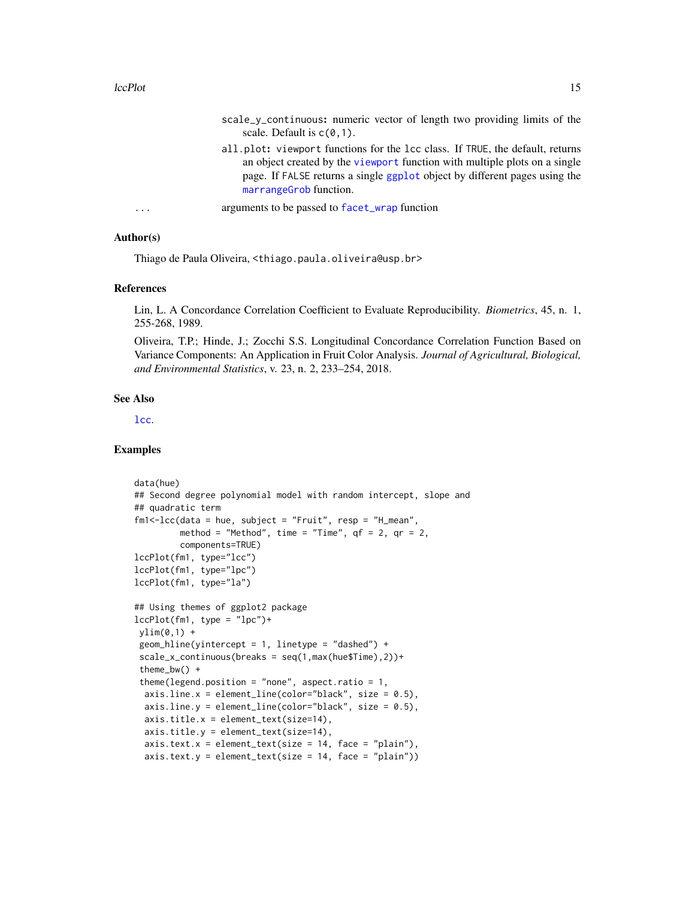`scale_y_continuous`: numeric vector of length two providing limits of the scale. Default is `c(0,1)`.

`all.plot`: `viewport` functions for the `lcc` class. If `TRUE`, the default, returns an object created by the `viewport` function with multiple plots on a single page. If `FALSE` returns a single `ggplot` object by different pages using the `marrangeGrob` function.

`...` arguments to be passed to `facet_wrap` function

### Author(s)

Thiago de Paula Oliveira, <thiago.paula.oliveira@usp.br>

### References

Lin, L. A Concordance Correlation Coefficient to Evaluate Reproducibility. *Biometrics*, 45, n. 1, 255-268, 1989.

Oliveira, T.P.; Hinde, J.; Zocchi S.S. Longitudinal Concordance Correlation Function Based on Variance Components: An Application in Fruit Color Analysis. *Journal of Agricultural, Biological, and Environmental Statistics*, v. 23, n. 2, 233–254, 2018.

### See Also

`lcc`.

### Examples

```
data(hue)
## Second degree polynomial model with random intercept, slope and
## quadratic term
fm1<-lcc(data = hue, subject = "Fruit", resp = "H_mean",
         method = "Method", time = "Time", qf = 2, qr = 2,
         components=TRUE)
lccPlot(fm1, type="lcc")
lccPlot(fm1, type="lpc")
lccPlot(fm1, type="la")

## Using themes of ggplot2 package
lccPlot(fm1, type = "lpc")+
 ylim(0,1) +
 geom_hline(yintercept = 1, linetype = "dashed") +
 scale_x_continuous(breaks = seq(1,max(hue$Time),2))+
 theme_bw() +
 theme(legend.position = "none", aspect.ratio = 1,
  axis.line.x = element_line(color="black", size = 0.5),
  axis.line.y = element_line(color="black", size = 0.5),
  axis.title.x = element_text(size=14),
  axis.title.y = element_text(size=14),
  axis.text.x = element_text(size = 14, face = "plain"),
  axis.text.y = element_text(size = 14, face = "plain"))
```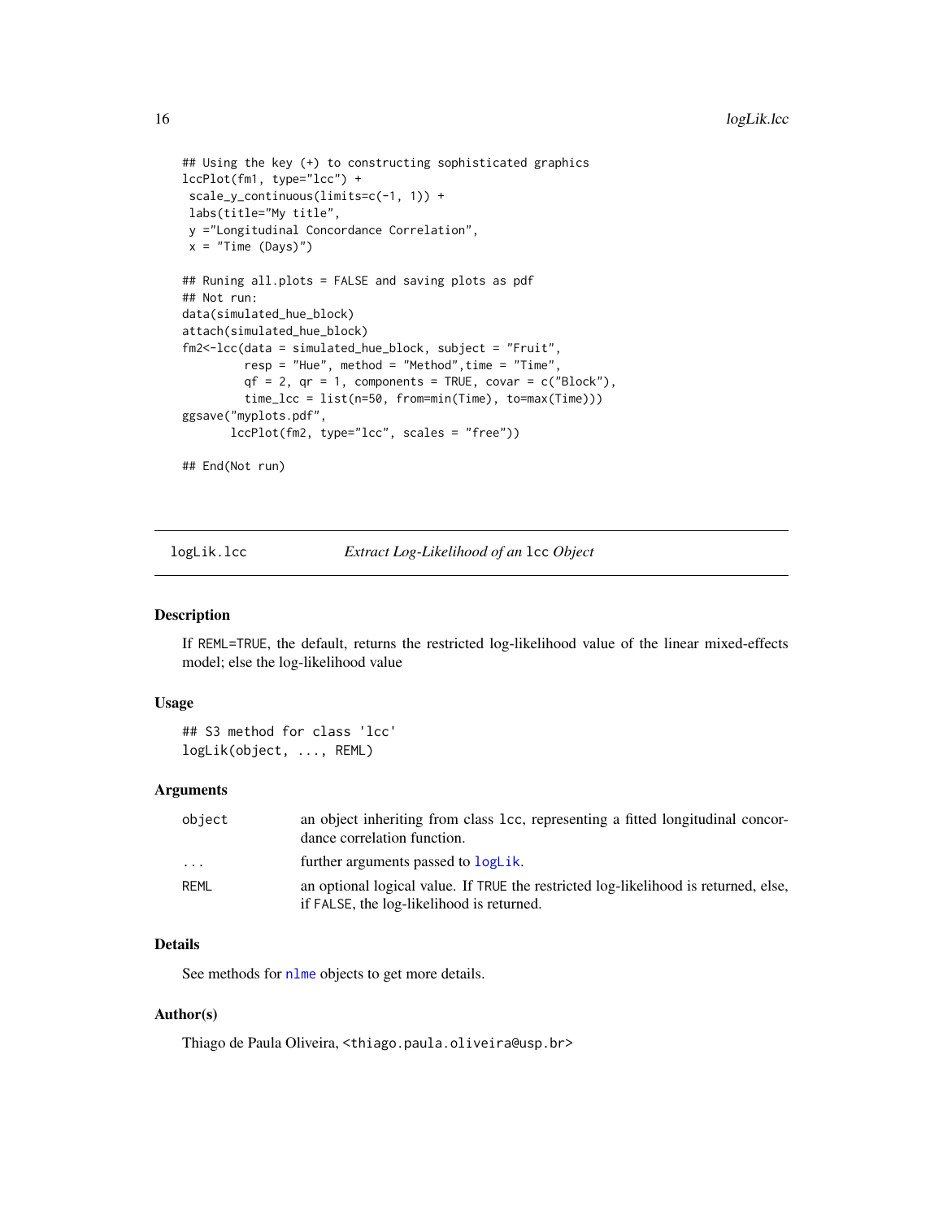```
## Using the key (+) to constructing sophisticated graphics
lccPlot(fm1, type="lcc") +
 scale_y_continuous(limits=c(-1, 1)) +
 labs(title="My title",
 y ="Longitudinal Concordance Correlation",
 x = "Time (Days)")

## Runing all.plots = FALSE and saving plots as pdf
## Not run:
data(simulated_hue_block)
attach(simulated_hue_block)
fm2<-lcc(data = simulated_hue_block, subject = "Fruit",
         resp = "Hue", method = "Method",time = "Time",
         qf = 2, qr = 1, components = TRUE, covar = c("Block"),
         time_lcc = list(n=50, from=min(Time), to=max(Time)))
ggsave("myplots.pdf",
       lccPlot(fm2, type="lcc", scales = "free"))

## End(Not run)
```

## logLik.lcc — *Extract Log-Likelihood of an* lcc *Object*

### Description

If REML=TRUE, the default, returns the restricted log-likelihood value of the linear mixed-effects model; else the log-likelihood value

### Usage

```
## S3 method for class 'lcc'
logLik(object, ..., REML)
```

### Arguments

| | |
|---|---|
| object | an object inheriting from class lcc, representing a fitted longitudinal concordance correlation function. |
| ... | further arguments passed to logLik. |
| REML | an optional logical value. If TRUE the restricted log-likelihood is returned, else, if FALSE, the log-likelihood is returned. |

### Details

See methods for nlme objects to get more details.

### Author(s)

Thiago de Paula Oliveira, <thiago.paula.oliveira@usp.br>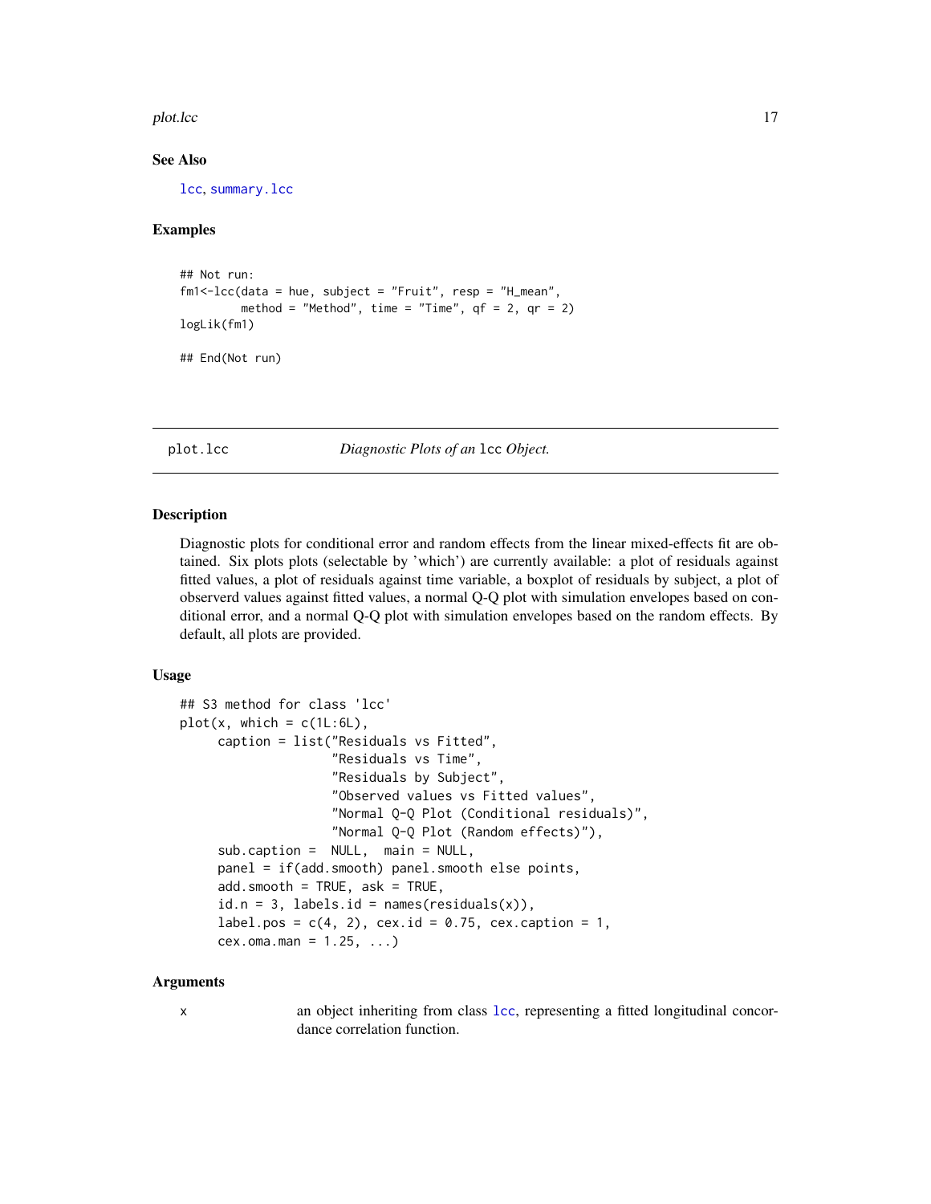### See Also

lcc, summary.lcc

### Examples

```
## Not run:
fm1<-lcc(data = hue, subject = "Fruit", resp = "H_mean",
         method = "Method", time = "Time", qf = 2, qr = 2)
logLik(fm1)

## End(Not run)
```

---

## plot.lcc — *Diagnostic Plots of an* lcc *Object.*

### Description

Diagnostic plots for conditional error and random effects from the linear mixed-effects fit are obtained. Six plots plots (selectable by 'which') are currently available: a plot of residuals against fitted values, a plot of residuals against time variable, a boxplot of residuals by subject, a plot of observerd values against fitted values, a normal Q-Q plot with simulation envelopes based on conditional error, and a normal Q-Q plot with simulation envelopes based on the random effects. By default, all plots are provided.

### Usage

```
## S3 method for class 'lcc'
plot(x, which = c(1L:6L),
     caption = list("Residuals vs Fitted",
                    "Residuals vs Time",
                    "Residuals by Subject",
                    "Observed values vs Fitted values",
                    "Normal Q-Q Plot (Conditional residuals)",
                    "Normal Q-Q Plot (Random effects)"),
     sub.caption =  NULL,  main = NULL,
     panel = if(add.smooth) panel.smooth else points,
     add.smooth = TRUE, ask = TRUE,
     id.n = 3, labels.id = names(residuals(x)),
     label.pos = c(4, 2), cex.id = 0.75, cex.caption = 1,
     cex.oma.man = 1.25, ...)
```

### Arguments

| | |
|---|---|
| x | an object inheriting from class lcc, representing a fitted longitudinal concordance correlation function. |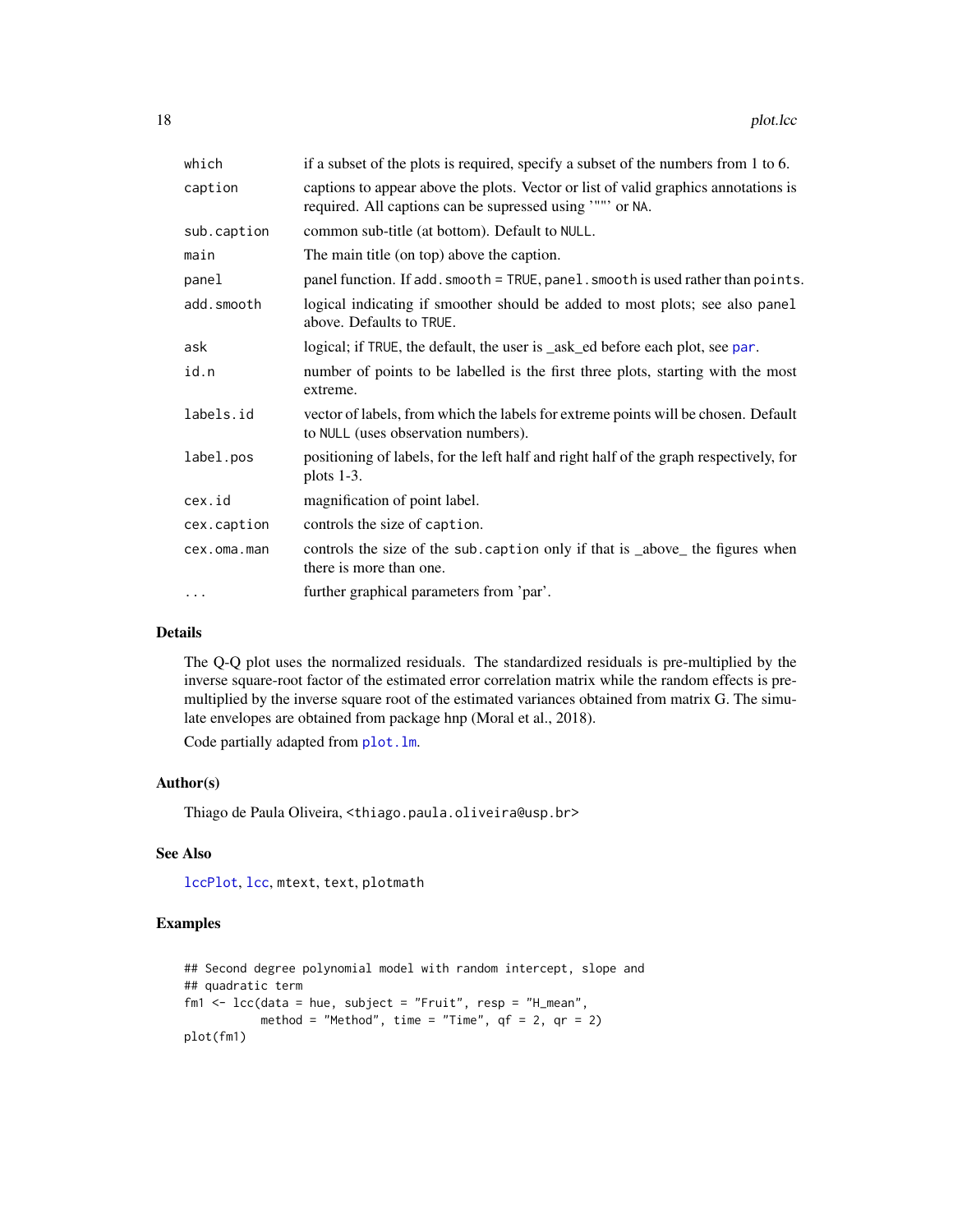| | |
|---|---|
| which | if a subset of the plots is required, specify a subset of the numbers from 1 to 6. |
| caption | captions to appear above the plots. Vector or list of valid graphics annotations is required. All captions can be supressed using '""' or NA. |
| sub.caption | common sub-title (at bottom). Default to NULL. |
| main | The main title (on top) above the caption. |
| panel | panel function. If add.smooth = TRUE, panel.smooth is used rather than points. |
| add.smooth | logical indicating if smoother should be added to most plots; see also panel above. Defaults to TRUE. |
| ask | logical; if TRUE, the default, the user is _ask_ed before each plot, see par. |
| id.n | number of points to be labelled is the first three plots, starting with the most extreme. |
| labels.id | vector of labels, from which the labels for extreme points will be chosen. Default to NULL (uses observation numbers). |
| label.pos | positioning of labels, for the left half and right half of the graph respectively, for plots 1-3. |
| cex.id | magnification of point label. |
| cex.caption | controls the size of caption. |
| cex.oma.man | controls the size of the sub.caption only if that is _above_ the figures when there is more than one. |
| ... | further graphical parameters from 'par'. |

## Details

The Q-Q plot uses the normalized residuals. The standardized residuals is pre-multiplied by the inverse square-root factor of the estimated error correlation matrix while the random effects is pre-multiplied by the inverse square root of the estimated variances obtained from matrix G. The simulate envelopes are obtained from package hnp (Moral et al., 2018).

Code partially adapted from plot.lm.

## Author(s)

Thiago de Paula Oliveira, <thiago.paula.oliveira@usp.br>

## See Also

lccPlot, lcc, mtext, text, plotmath

## Examples

```
## Second degree polynomial model with random intercept, slope and
## quadratic term
fm1 <- lcc(data = hue, subject = "Fruit", resp = "H_mean",
           method = "Method", time = "Time", qf = 2, qr = 2)
plot(fm1)
```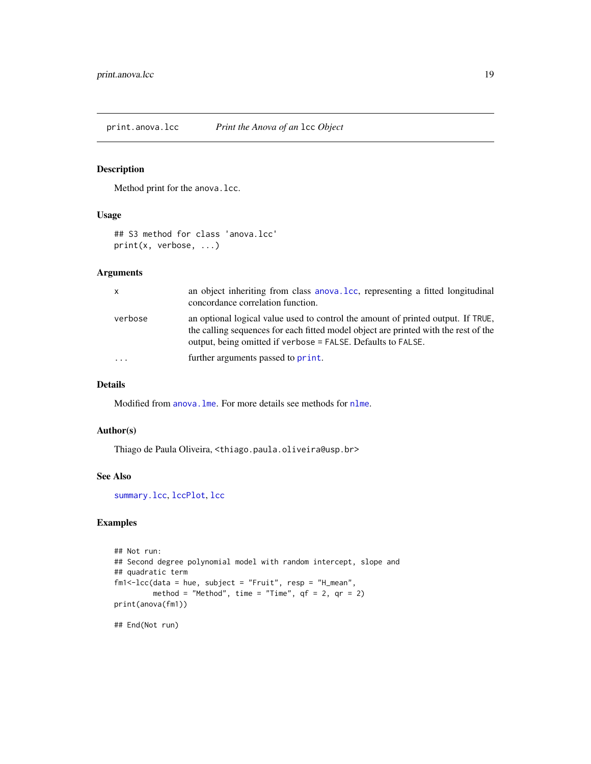print.anova.lcc    *Print the Anova of an* `lcc` *Object*

## Description

Method print for the `anova.lcc`.

## Usage

```
## S3 method for class 'anova.lcc'
print(x, verbose, ...)
```

## Arguments

| | |
|---|---|
| `x` | an object inheriting from class `anova.lcc`, representing a fitted longitudinal concordance correlation function. |
| `verbose` | an optional logical value used to control the amount of printed output. If `TRUE`, the calling sequences for each fitted model object are printed with the rest of the output, being omitted if `verbose = FALSE`. Defaults to `FALSE`. |
| `...` | further arguments passed to `print`. |

## Details

Modified from `anova.lme`. For more details see methods for `nlme`.

## Author(s)

Thiago de Paula Oliveira, <thiago.paula.oliveira@usp.br>

## See Also

`summary.lcc`, `lccPlot`, `lcc`

## Examples

```
## Not run:
## Second degree polynomial model with random intercept, slope and
## quadratic term
fm1<-lcc(data = hue, subject = "Fruit", resp = "H_mean",
         method = "Method", time = "Time", qf = 2, qr = 2)
print(anova(fm1))

## End(Not run)
```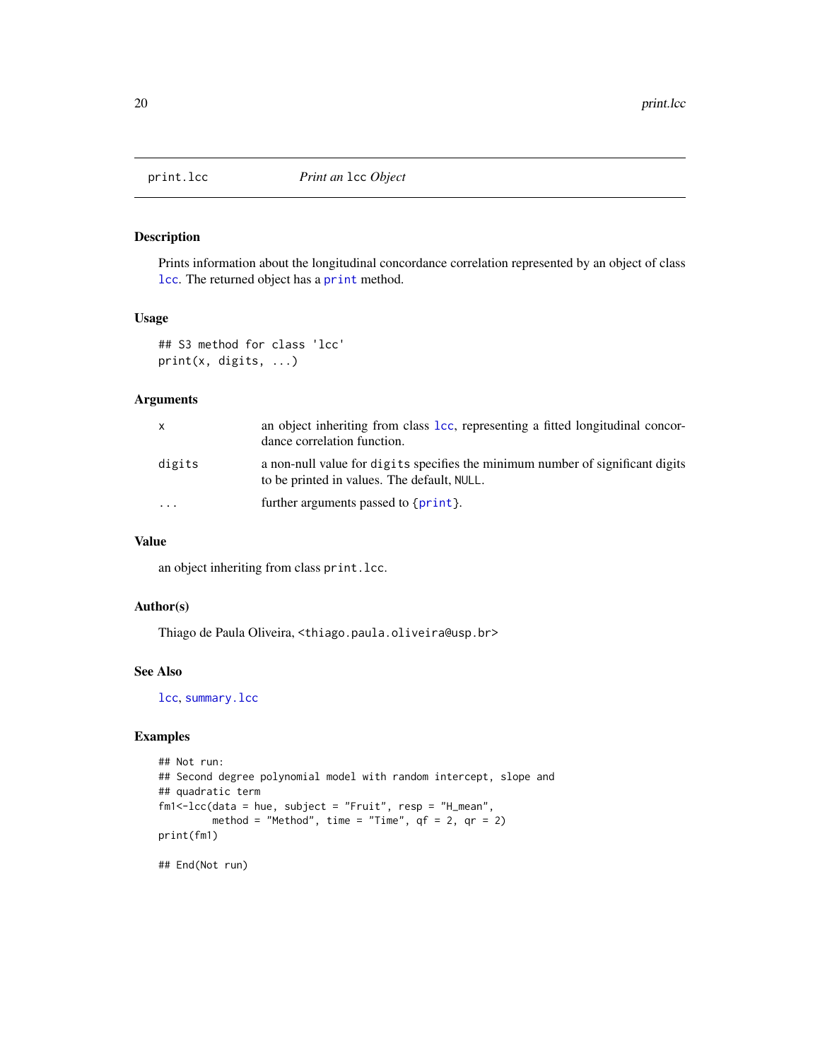## print.lcc *Print an* lcc *Object*

### Description

Prints information about the longitudinal concordance correlation represented by an object of class lcc. The returned object has a print method.

### Usage

```
## S3 method for class 'lcc'
print(x, digits, ...)
```

### Arguments

| | |
|---|---|
| x | an object inheriting from class lcc, representing a fitted longitudinal concordance correlation function. |
| digits | a non-null value for digits specifies the minimum number of significant digits to be printed in values. The default, NULL. |
| ... | further arguments passed to {print}. |

### Value

an object inheriting from class print.lcc.

### Author(s)

Thiago de Paula Oliveira, <thiago.paula.oliveira@usp.br>

### See Also

lcc, summary.lcc

### Examples

```
## Not run:
## Second degree polynomial model with random intercept, slope and
## quadratic term
fm1<-lcc(data = hue, subject = "Fruit", resp = "H_mean",
         method = "Method", time = "Time", qf = 2, qr = 2)
print(fm1)

## End(Not run)
```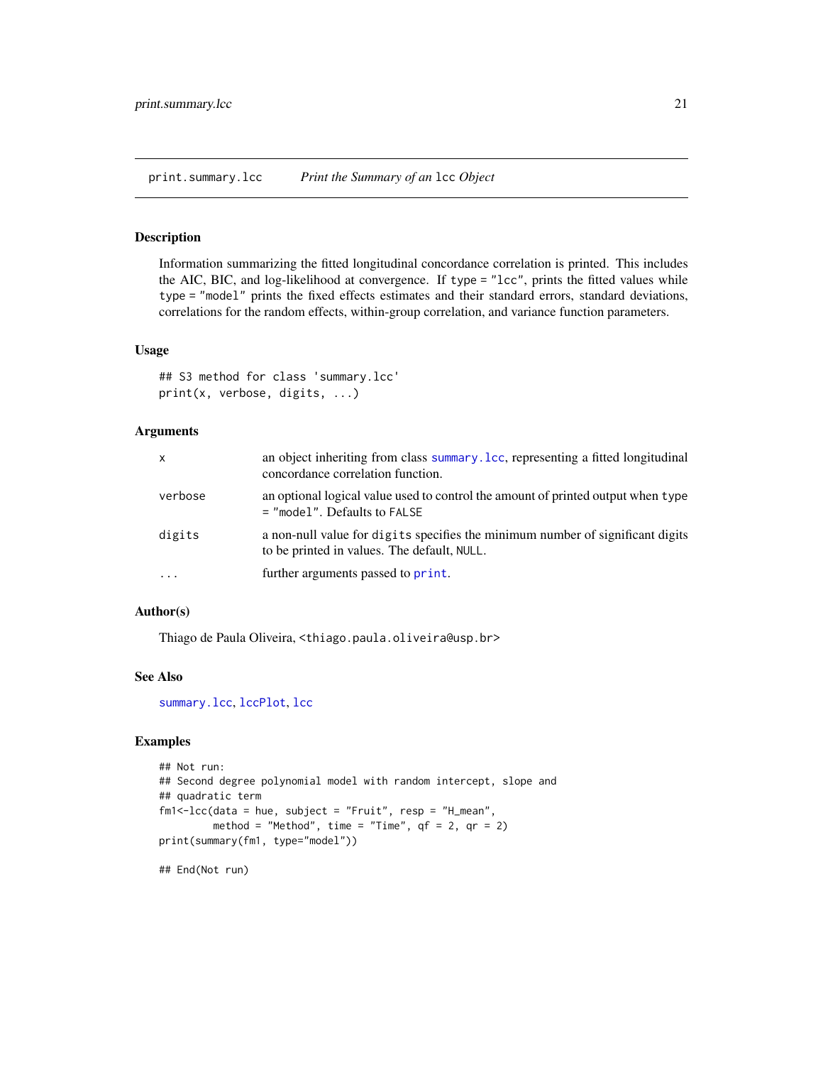print.summary.lcc *Print the Summary of an* `lcc` *Object*

## Description

Information summarizing the fitted longitudinal concordance correlation is printed. This includes the AIC, BIC, and log-likelihood at convergence. If `type = "lcc"`, prints the fitted values while `type = "model"` prints the fixed effects estimates and their standard errors, standard deviations, correlations for the random effects, within-group correlation, and variance function parameters.

## Usage

```
## S3 method for class 'summary.lcc'
print(x, verbose, digits, ...)
```

## Arguments

| | |
|---|---|
| x | an object inheriting from class `summary.lcc`, representing a fitted longitudinal concordance correlation function. |
| verbose | an optional logical value used to control the amount of printed output when `type = "model"`. Defaults to `FALSE` |
| digits | a non-null value for `digits` specifies the minimum number of significant digits to be printed in values. The default, `NULL`. |
| ... | further arguments passed to `print`. |

## Author(s)

Thiago de Paula Oliveira, <thiago.paula.oliveira@usp.br>

## See Also

`summary.lcc`, `lccPlot`, `lcc`

## Examples

```
## Not run:
## Second degree polynomial model with random intercept, slope and
## quadratic term
fm1<-lcc(data = hue, subject = "Fruit", resp = "H_mean",
         method = "Method", time = "Time", qf = 2, qr = 2)
print(summary(fm1, type="model"))

## End(Not run)
```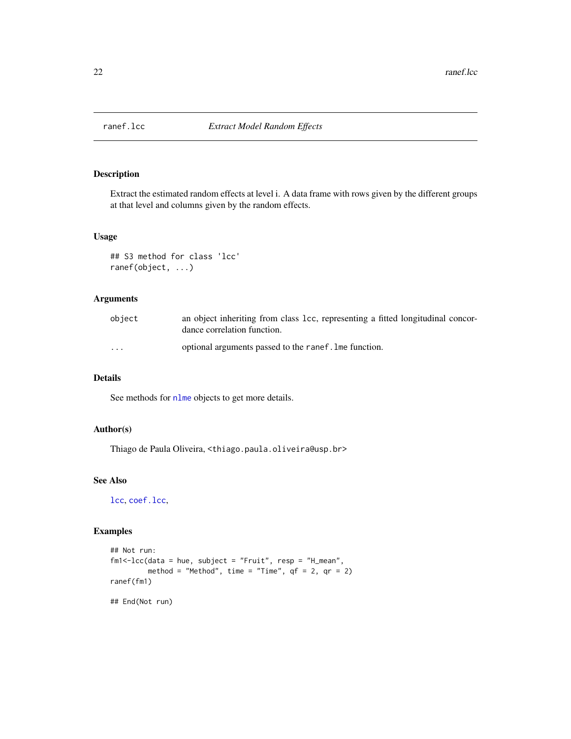# ranef.lcc *Extract Model Random Effects*

## Description

Extract the estimated random effects at level i. A data frame with rows given by the different groups at that level and columns given by the random effects.

## Usage

```
## S3 method for class 'lcc'
ranef(object, ...)
```

## Arguments

| | |
|---|---|
| object | an object inheriting from class lcc, representing a fitted longitudinal concordance correlation function. |
| ... | optional arguments passed to the ranef.lme function. |

## Details

See methods for nlme objects to get more details.

## Author(s)

Thiago de Paula Oliveira, <thiago.paula.oliveira@usp.br>

## See Also

lcc, coef.lcc,

## Examples

```
## Not run:
fm1<-lcc(data = hue, subject = "Fruit", resp = "H_mean",
         method = "Method", time = "Time", qf = 2, qr = 2)
ranef(fm1)

## End(Not run)
```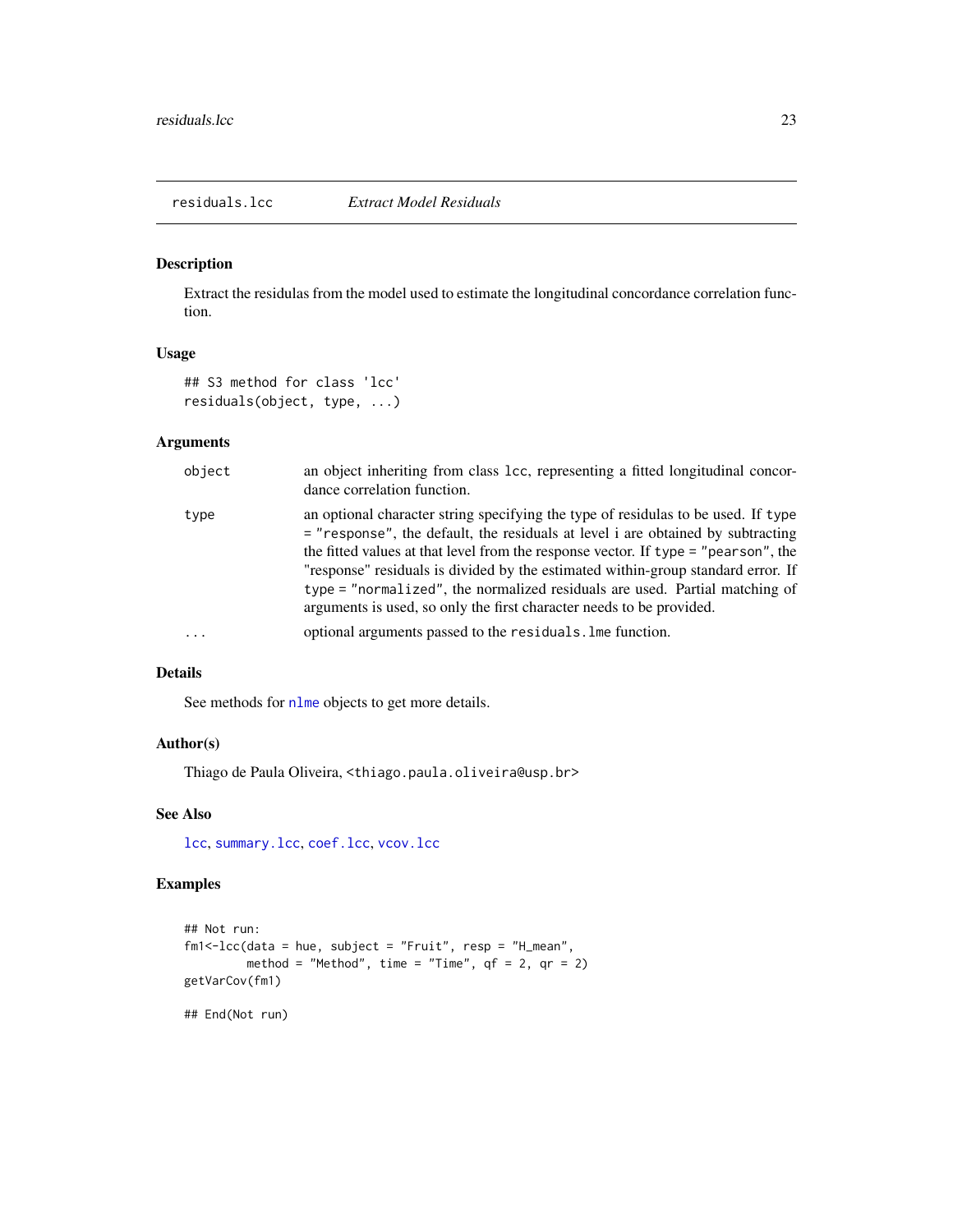## residuals.lcc — *Extract Model Residuals*

### Description

Extract the residulas from the model used to estimate the longitudinal concordance correlation function.

### Usage

```
## S3 method for class 'lcc'
residuals(object, type, ...)
```

### Arguments

| | |
|---|---|
| `object` | an object inheriting from class `lcc`, representing a fitted longitudinal concordance correlation function. |
| `type` | an optional character string specifying the type of residulas to be used. If `type = "response"`, the default, the residuals at level i are obtained by subtracting the fitted values at that level from the response vector. If `type = "pearson"`, the "response" residuals is divided by the estimated within-group standard error. If `type = "normalized"`, the normalized residuals are used. Partial matching of arguments is used, so only the first character needs to be provided. |
| `...` | optional arguments passed to the `residuals.lme` function. |

### Details

See methods for `nlme` objects to get more details.

### Author(s)

Thiago de Paula Oliveira, <thiago.paula.oliveira@usp.br>

### See Also

`lcc`, `summary.lcc`, `coef.lcc`, `vcov.lcc`

### Examples

```
## Not run:
fm1<-lcc(data = hue, subject = "Fruit", resp = "H_mean",
         method = "Method", time = "Time", qf = 2, qr = 2)
getVarCov(fm1)

## End(Not run)
```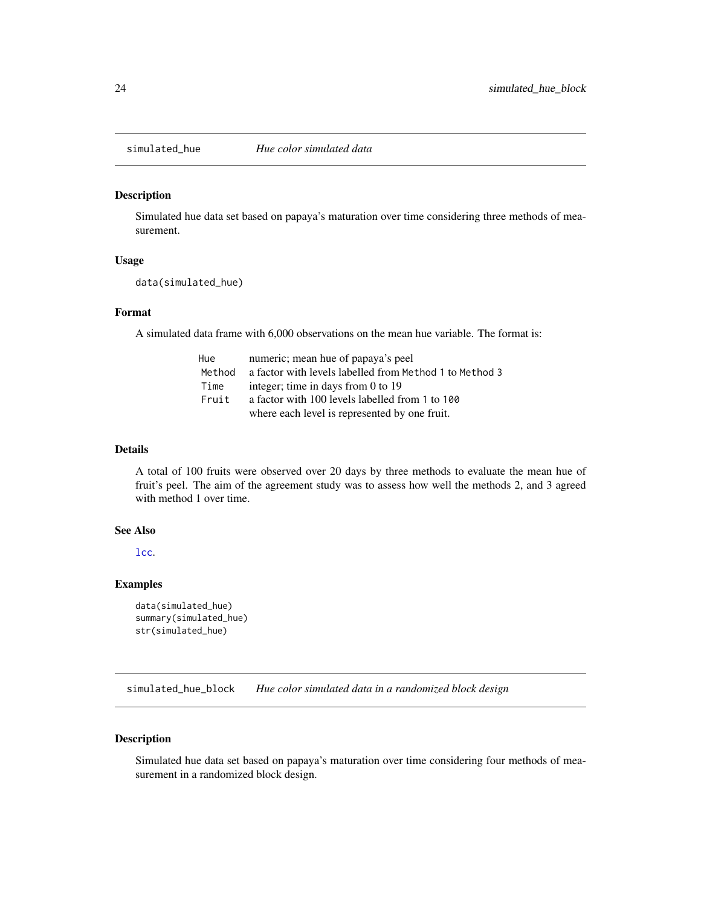## simulated_hue *Hue color simulated data*

### Description

Simulated hue data set based on papaya's maturation over time considering three methods of measurement.

### Usage

```
data(simulated_hue)
```

### Format

A simulated data frame with 6,000 observations on the mean hue variable. The format is:

| | |
|---|---|
| `Hue` | numeric; mean hue of papaya's peel |
| `Method` | a factor with levels labelled from `Method 1` to `Method 3` |
| `Time` | integer; time in days from 0 to 19 |
| `Fruit` | a factor with 100 levels labelled from `1` to `100` where each level is represented by one fruit. |

### Details

A total of 100 fruits were observed over 20 days by three methods to evaluate the mean hue of fruit's peel. The aim of the agreement study was to assess how well the methods 2, and 3 agreed with method 1 over time.

### See Also

`lcc`.

### Examples

```
data(simulated_hue)
summary(simulated_hue)
str(simulated_hue)
```

## simulated_hue_block *Hue color simulated data in a randomized block design*

### Description

Simulated hue data set based on papaya's maturation over time considering four methods of measurement in a randomized block design.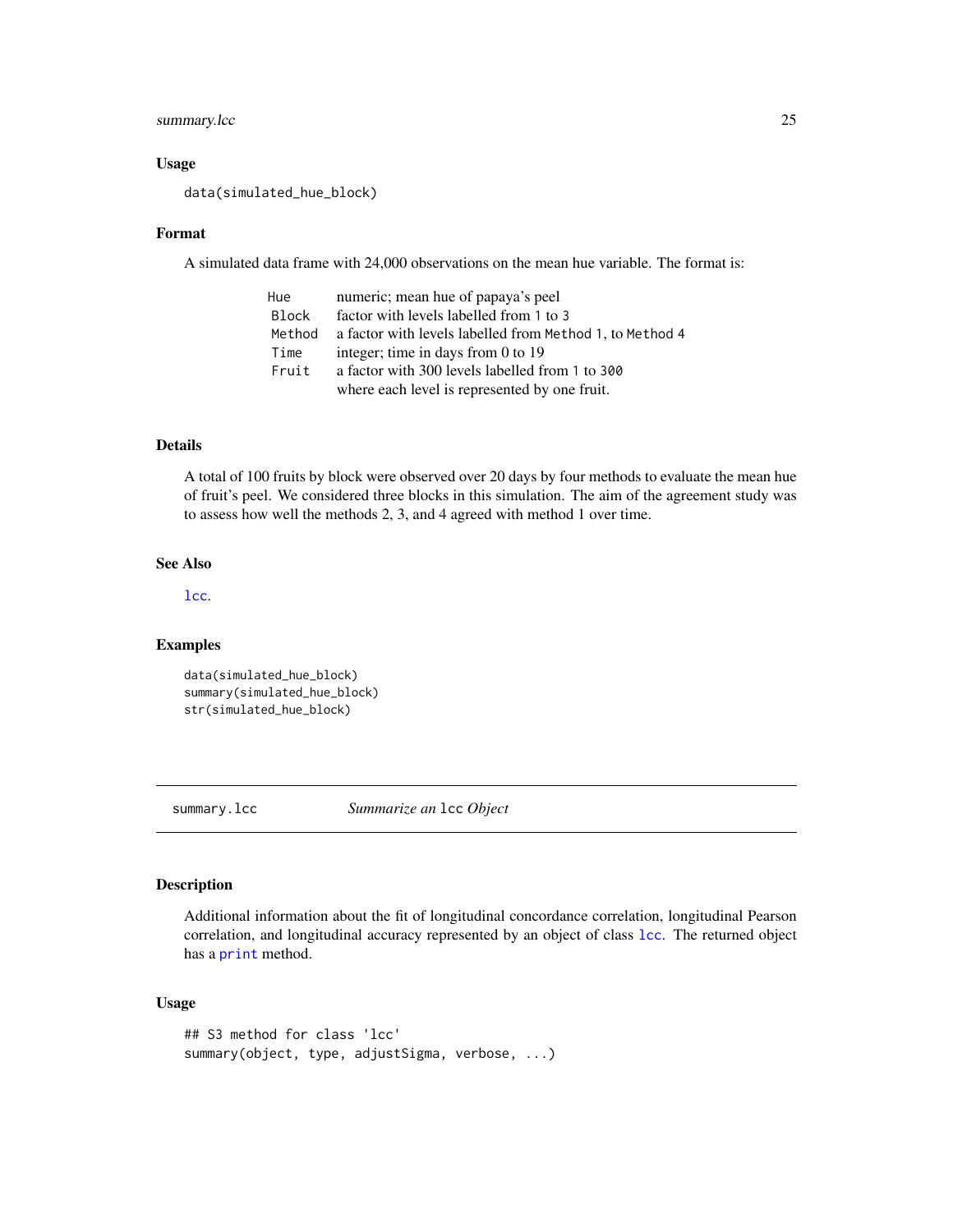### Usage

```
data(simulated_hue_block)
```

### Format

A simulated data frame with 24,000 observations on the mean hue variable. The format is:

| | |
|---|---|
| `Hue` | numeric; mean hue of papaya's peel |
| `Block` | factor with levels labelled from `1` to `3` |
| `Method` | a factor with levels labelled from `Method 1`, to `Method 4` |
| `Time` | integer; time in days from 0 to 19 |
| `Fruit` | a factor with 300 levels labelled from `1` to `300` where each level is represented by one fruit. |

### Details

A total of 100 fruits by block were observed over 20 days by four methods to evaluate the mean hue of fruit's peel. We considered three blocks in this simulation. The aim of the agreement study was to assess how well the methods 2, 3, and 4 agreed with method 1 over time.

### See Also

`lcc`.

### Examples

```
data(simulated_hue_block)
summary(simulated_hue_block)
str(simulated_hue_block)
```

---

## summary.lcc    *Summarize an* `lcc` *Object*

### Description

Additional information about the fit of longitudinal concordance correlation, longitudinal Pearson correlation, and longitudinal accuracy represented by an object of class `lcc`. The returned object has a `print` method.

### Usage

```
## S3 method for class 'lcc'
summary(object, type, adjustSigma, verbose, ...)
```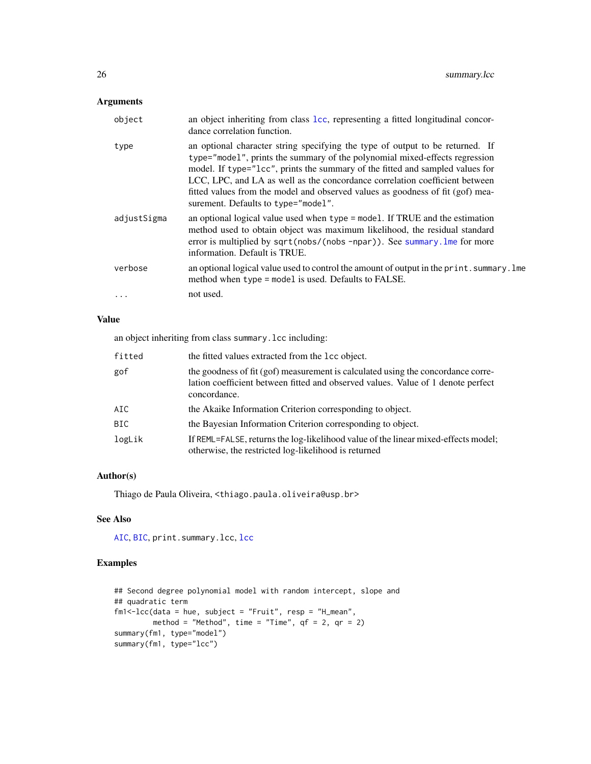## Arguments

| | |
|---|---|
| `object` | an object inheriting from class `lcc`, representing a fitted longitudinal concordance correlation function. |
| `type` | an optional character string specifying the type of output to be returned. If `type="model"`, prints the summary of the polynomial mixed-effects regression model. If `type="lcc"`, prints the summary of the fitted and sampled values for LCC, LPC, and LA as well as the concordance correlation coefficient between fitted values from the model and observed values as goodness of fit (gof) measurement. Defaults to `type="model"`. |
| `adjustSigma` | an optional logical value used when `type = model`. If TRUE and the estimation method used to obtain object was maximum likelihood, the residual standard error is multiplied by `sqrt(nobs/(nobs -npar))`. See `summary.lme` for more information. Default is TRUE. |
| `verbose` | an optional logical value used to control the amount of output in the `print.summary.lme` method when `type = model` is used. Defaults to FALSE. |
| `...` | not used. |

## Value

an object inheriting from class `summary.lcc` including:

| | |
|---|---|
| `fitted` | the fitted values extracted from the `lcc` object. |
| `gof` | the goodness of fit (gof) measurement is calculated using the concordance correlation coefficient between fitted and observed values. Value of 1 denote perfect concordance. |
| `AIC` | the Akaike Information Criterion corresponding to object. |
| `BIC` | the Bayesian Information Criterion corresponding to object. |
| `logLik` | If `REML=FALSE`, returns the log-likelihood value of the linear mixed-effects model; otherwise, the restricted log-likelihood is returned |

## Author(s)

Thiago de Paula Oliveira, <thiago.paula.oliveira@usp.br>

## See Also

`AIC`, `BIC`, `print.summary.lcc`, `lcc`

## Examples

```
## Second degree polynomial model with random intercept, slope and
## quadratic term
fm1<-lcc(data = hue, subject = "Fruit", resp = "H_mean",
         method = "Method", time = "Time", qf = 2, qr = 2)
summary(fm1, type="model")
summary(fm1, type="lcc")
```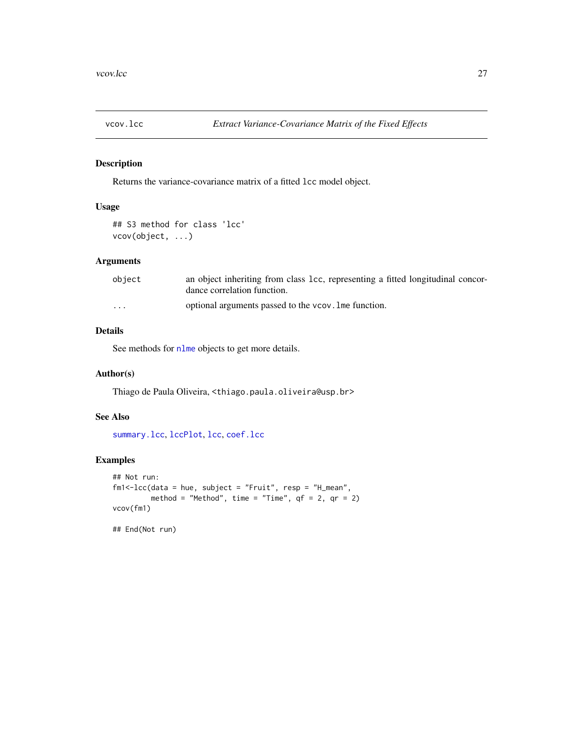# vcov.lcc — *Extract Variance-Covariance Matrix of the Fixed Effects*

## Description

Returns the variance-covariance matrix of a fitted `lcc` model object.

## Usage

```
## S3 method for class 'lcc'
vcov(object, ...)
```

## Arguments

| | |
|---|---|
| `object` | an object inheriting from class `lcc`, representing a fitted longitudinal concordance correlation function. |
| `...` | optional arguments passed to the `vcov.lme` function. |

## Details

See methods for `nlme` objects to get more details.

## Author(s)

Thiago de Paula Oliveira, <thiago.paula.oliveira@usp.br>

## See Also

`summary.lcc`, `lccPlot`, `lcc`, `coef.lcc`

## Examples

```
## Not run:
fm1<-lcc(data = hue, subject = "Fruit", resp = "H_mean",
         method = "Method", time = "Time", qf = 2, qr = 2)
vcov(fm1)

## End(Not run)
```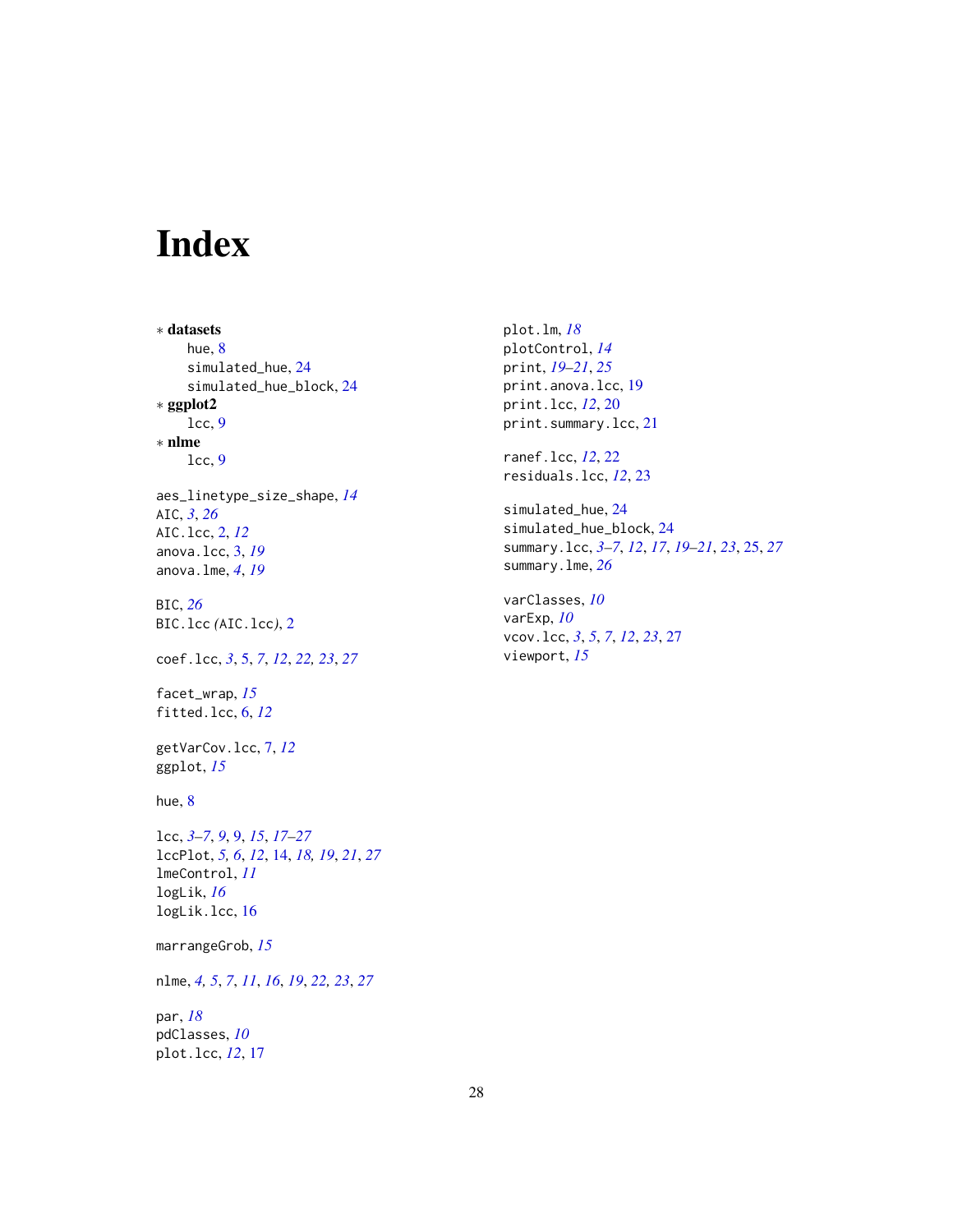# Index

∗ **datasets**
  hue, 8
  simulated_hue, 24
  simulated_hue_block, 24

∗ **ggplot2**
  lcc, 9

∗ **nlme**
  lcc, 9

aes_linetype_size_shape, *14*
AIC, *3*, *26*
AIC.lcc, 2, *12*
anova.lcc, 3, *19*
anova.lme, *4*, *19*

BIC, *26*
BIC.lcc (AIC.lcc), 2

coef.lcc, *3*, 5, *7*, *12*, *22, 23*, *27*

facet_wrap, *15*
fitted.lcc, 6, *12*

getVarCov.lcc, 7, *12*
ggplot, *15*

hue, 8

lcc, *3–7*, *9*, 9, *15*, *17–27*
lccPlot, *5, 6*, *12*, 14, *18, 19*, *21*, *27*
lmeControl, *11*
logLik, *16*
logLik.lcc, 16

marrangeGrob, *15*

nlme, *4, 5*, *7*, *11*, *16*, *19*, *22, 23*, *27*

par, *18*
pdClasses, *10*
plot.lcc, *12*, 17
plot.lm, *18*
plotControl, *14*
print, *19–21*, *25*
print.anova.lcc, 19
print.lcc, *12*, 20
print.summary.lcc, 21

ranef.lcc, *12*, 22
residuals.lcc, *12*, 23

simulated_hue, 24
simulated_hue_block, 24
summary.lcc, *3–7*, *12*, *17*, *19–21*, *23*, 25, *27*
summary.lme, *26*

varClasses, *10*
varExp, *10*
vcov.lcc, *3*, *5*, *7*, *12*, *23*, 27
viewport, *15*